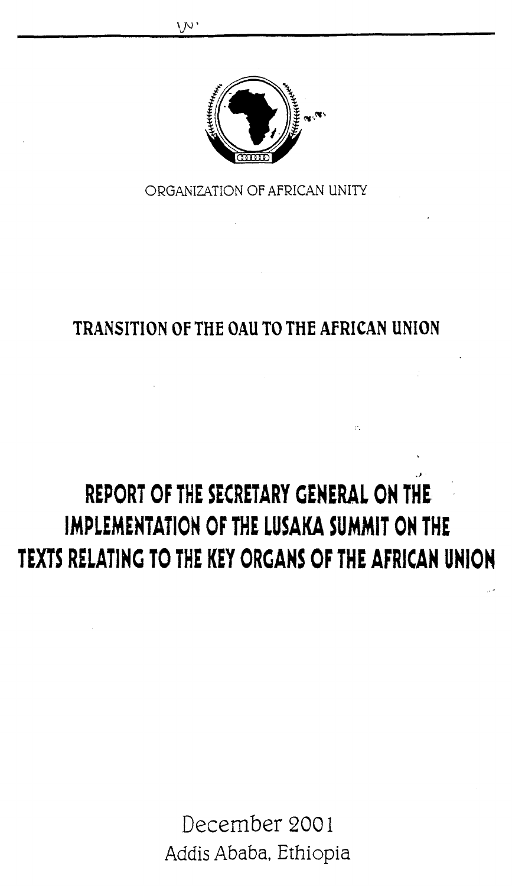ORGANIZATION OF AFRICAN UNITY

# TRANSITION OF THE OAU TO THE AFRICAN UNION

# REPORT OF THE SECRETARY GENERAL ON THE IMPLEMENTATION OF THE LUSAKA SUMMIT ON THE TEXTS RELATING TO THE KEY ORGANS OF THE AFRICAN UNION

December 2001
Addis Ababa, Ethiopia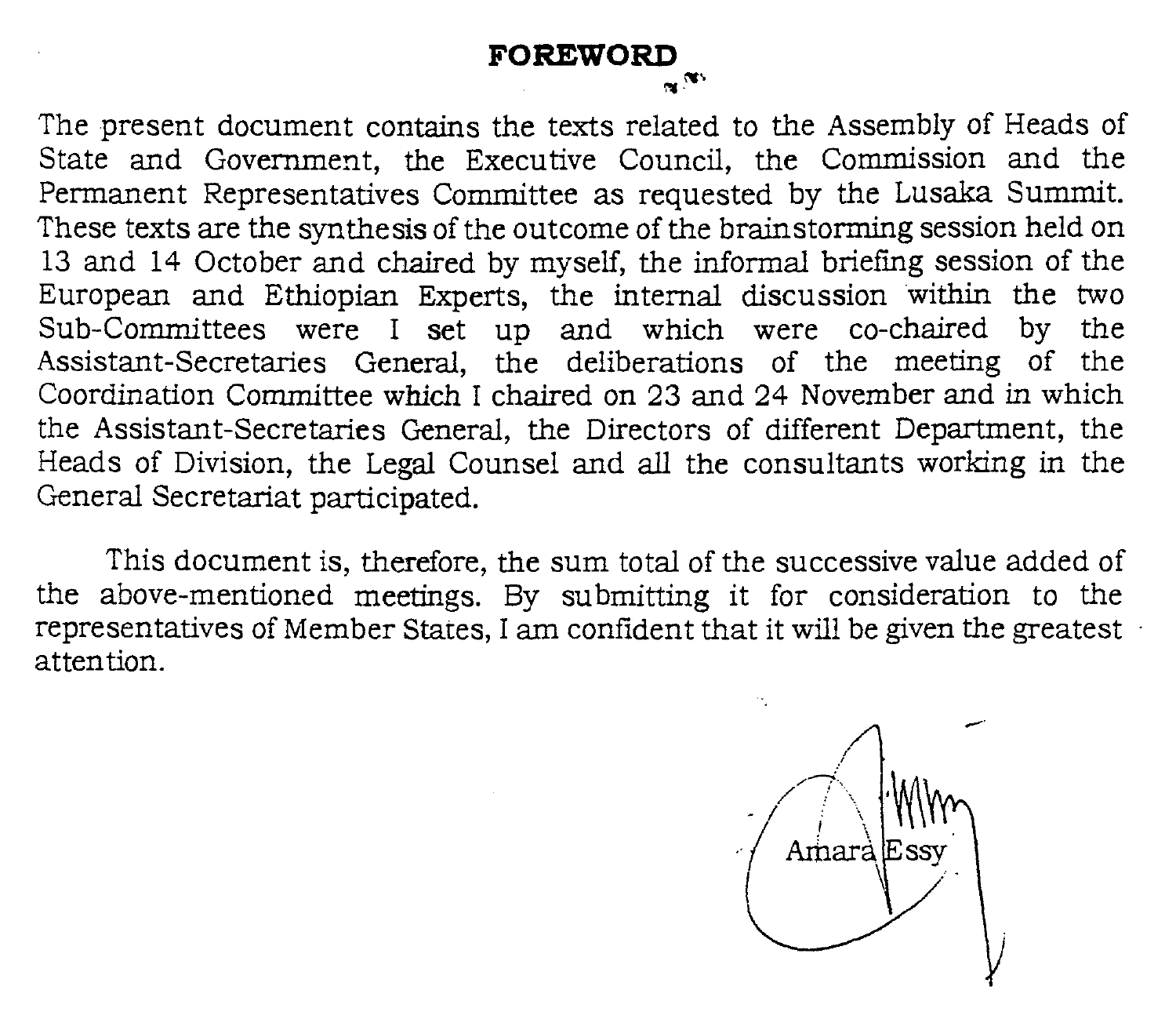# FOREWORD

The present document contains the texts related to the Assembly of Heads of State and Government, the Executive Council, the Commission and the Permanent Representatives Committee as requested by the Lusaka Summit. These texts are the synthesis of the outcome of the brainstorming session held on 13 and 14 October and chaired by myself, the informal briefing session of the European and Ethiopian Experts, the internal discussion within the two Sub-Committees were I set up and which were co-chaired by the Assistant-Secretaries General, the deliberations of the meeting of the Coordination Committee which I chaired on 23 and 24 November and in which the Assistant-Secretaries General, the Directors of different Department, the Heads of Division, the Legal Counsel and all the consultants working in the General Secretariat participated.

This document is, therefore, the sum total of the successive value added of the above-mentioned meetings. By submitting it for consideration to the representatives of Member States, I am confident that it will be given the greatest attention.

Amara Essy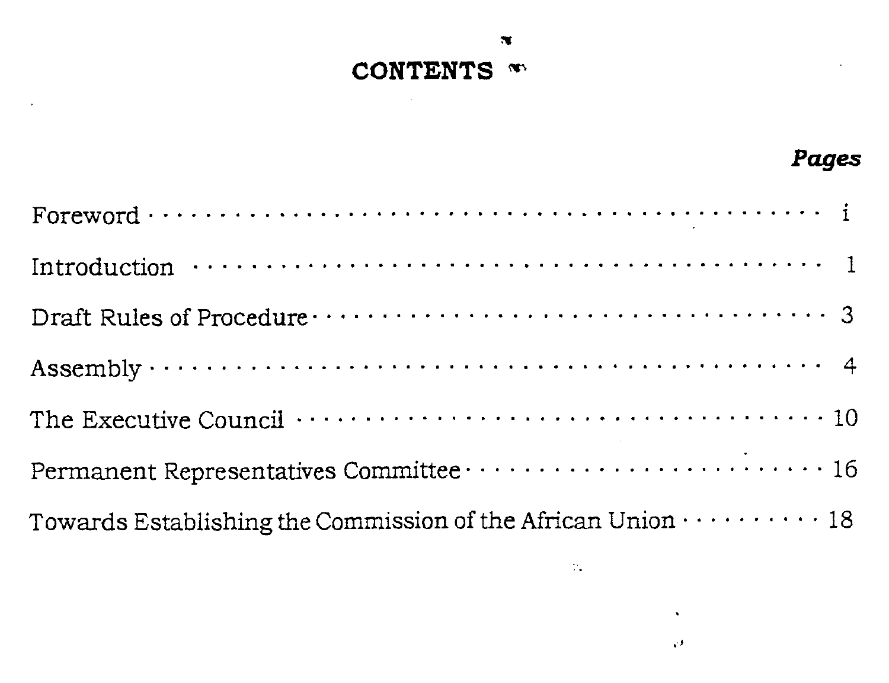# CONTENTS

| | Pages |
|---|---|
| Foreword | i |
| Introduction | 1 |
| Draft Rules of Procedure | 3 |
| Assembly | 4 |
| The Executive Council | 10 |
| Permanent Representatives Committee | 16 |
| Towards Establishing the Commission of the African Union | 18 |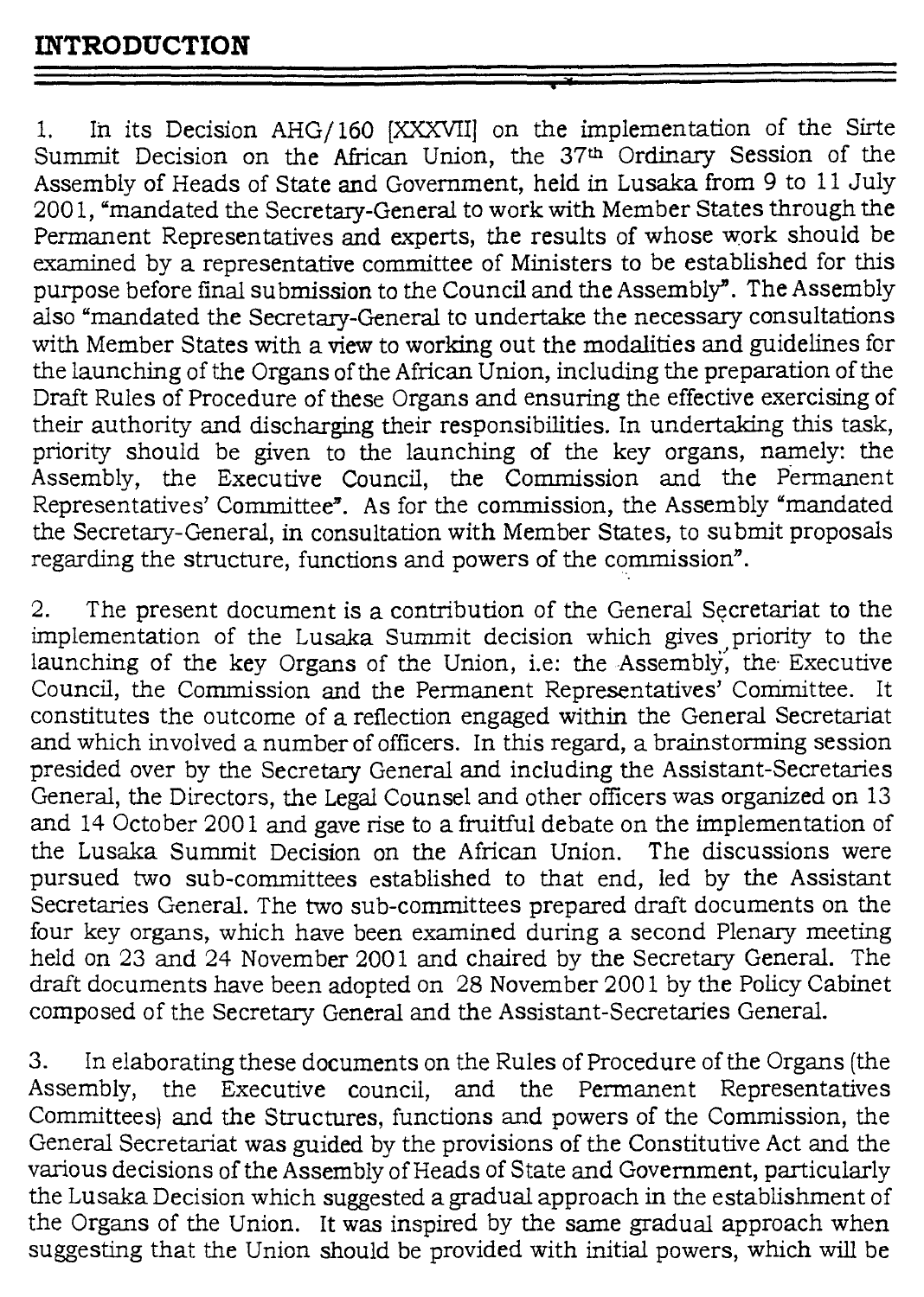## INTRODUCTION

1. In its Decision AHG/160 [XXXVII] on the implementation of the Sirte Summit Decision on the African Union, the 37th Ordinary Session of the Assembly of Heads of State and Government, held in Lusaka from 9 to 11 July 2001, "mandated the Secretary-General to work with Member States through the Permanent Representatives and experts, the results of whose work should be examined by a representative committee of Ministers to be established for this purpose before final submission to the Council and the Assembly". The Assembly also "mandated the Secretary-General to undertake the necessary consultations with Member States with a view to working out the modalities and guidelines for the launching of the Organs of the African Union, including the preparation of the Draft Rules of Procedure of these Organs and ensuring the effective exercising of their authority and discharging their responsibilities. In undertaking this task, priority should be given to the launching of the key organs, namely: the Assembly, the Executive Council, the Commission and the Permanent Representatives' Committee". As for the commission, the Assembly "mandated the Secretary-General, in consultation with Member States, to submit proposals regarding the structure, functions and powers of the commission".

2. The present document is a contribution of the General Secretariat to the implementation of the Lusaka Summit decision which gives priority to the launching of the key Organs of the Union, i.e: the Assembly, the Executive Council, the Commission and the Permanent Representatives' Committee. It constitutes the outcome of a reflection engaged within the General Secretariat and which involved a number of officers. In this regard, a brainstorming session presided over by the Secretary General and including the Assistant-Secretaries General, the Directors, the Legal Counsel and other officers was organized on 13 and 14 October 2001 and gave rise to a fruitful debate on the implementation of the Lusaka Summit Decision on the African Union. The discussions were pursued two sub-committees established to that end, led by the Assistant Secretaries General. The two sub-committees prepared draft documents on the four key organs, which have been examined during a second Plenary meeting held on 23 and 24 November 2001 and chaired by the Secretary General. The draft documents have been adopted on 28 November 2001 by the Policy Cabinet composed of the Secretary General and the Assistant-Secretaries General.

3. In elaborating these documents on the Rules of Procedure of the Organs (the Assembly, the Executive council, and the Permanent Representatives Committees) and the Structures, functions and powers of the Commission, the General Secretariat was guided by the provisions of the Constitutive Act and the various decisions of the Assembly of Heads of State and Government, particularly the Lusaka Decision which suggested a gradual approach in the establishment of the Organs of the Union. It was inspired by the same gradual approach when suggesting that the Union should be provided with initial powers, which will be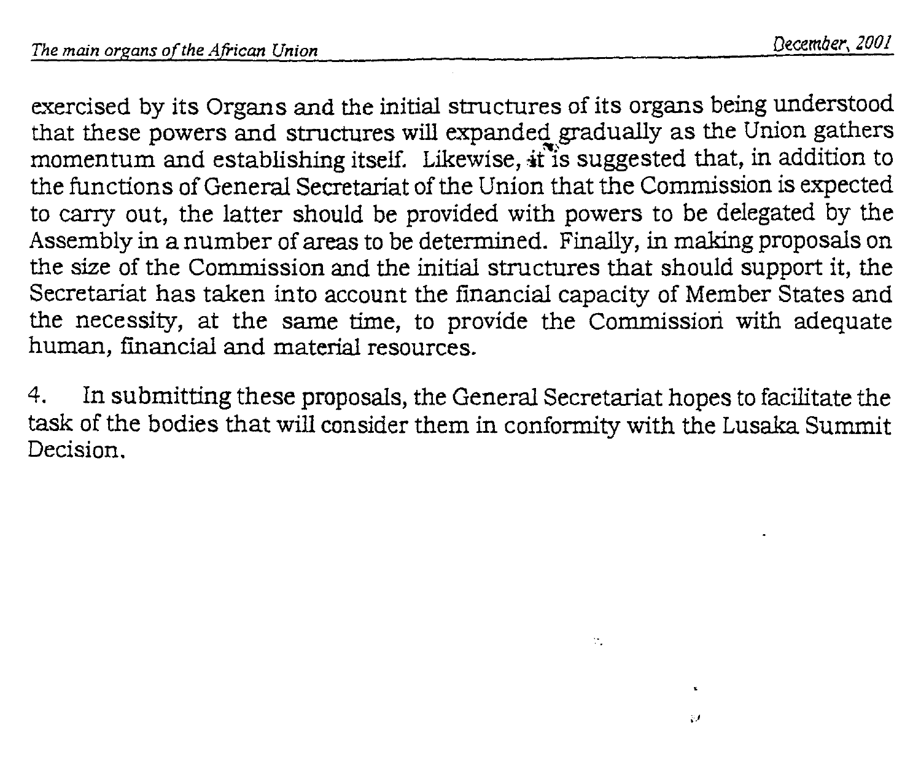exercised by its Organs and the initial structures of its organs being understood that these powers and structures will expanded gradually as the Union gathers momentum and establishing itself. Likewise, it is suggested that, in addition to the functions of General Secretariat of the Union that the Commission is expected to carry out, the latter should be provided with powers to be delegated by the Assembly in a number of areas to be determined. Finally, in making proposals on the size of the Commission and the initial structures that should support it, the Secretariat has taken into account the financial capacity of Member States and the necessity, at the same time, to provide the Commission with adequate human, financial and material resources.

4. In submitting these proposals, the General Secretariat hopes to facilitate the task of the bodies that will consider them in conformity with the Lusaka Summit Decision.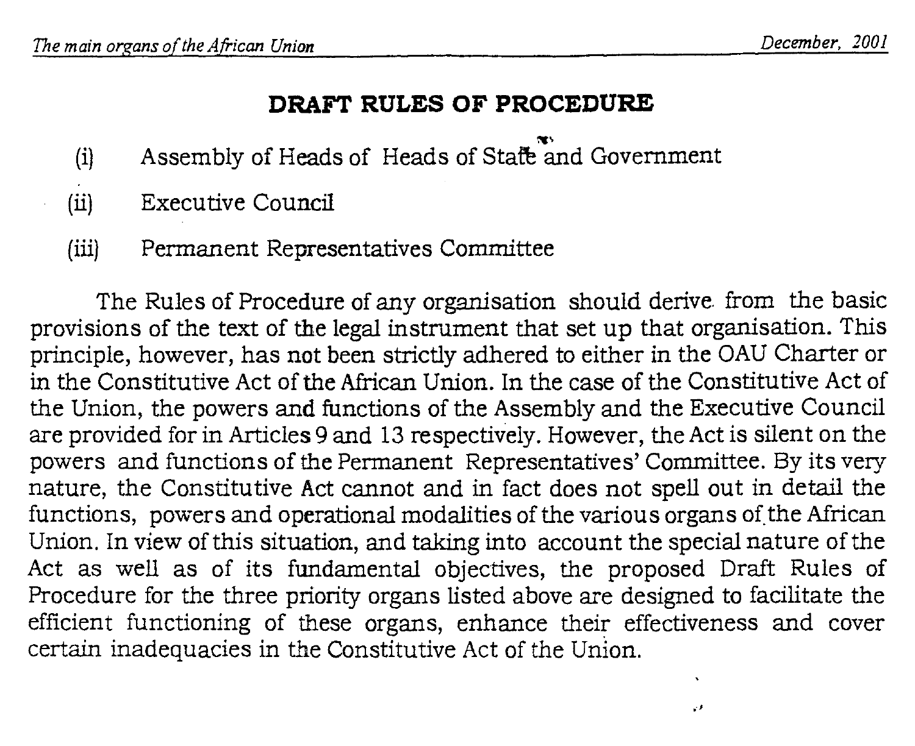## DRAFT RULES OF PROCEDURE

(i) Assembly of Heads of Heads of State and Government

(ii) Executive Council

(iii) Permanent Representatives Committee

The Rules of Procedure of any organisation should derive from the basic provisions of the text of the legal instrument that set up that organisation. This principle, however, has not been strictly adhered to either in the OAU Charter or in the Constitutive Act of the African Union. In the case of the Constitutive Act of the Union, the powers and functions of the Assembly and the Executive Council are provided for in Articles 9 and 13 respectively. However, the Act is silent on the powers and functions of the Permanent Representatives' Committee. By its very nature, the Constitutive Act cannot and in fact does not spell out in detail the functions, powers and operational modalities of the various organs of the African Union. In view of this situation, and taking into account the special nature of the Act as well as of its fundamental objectives, the proposed Draft Rules of Procedure for the three priority organs listed above are designed to facilitate the efficient functioning of these organs, enhance their effectiveness and cover certain inadequacies in the Constitutive Act of the Union.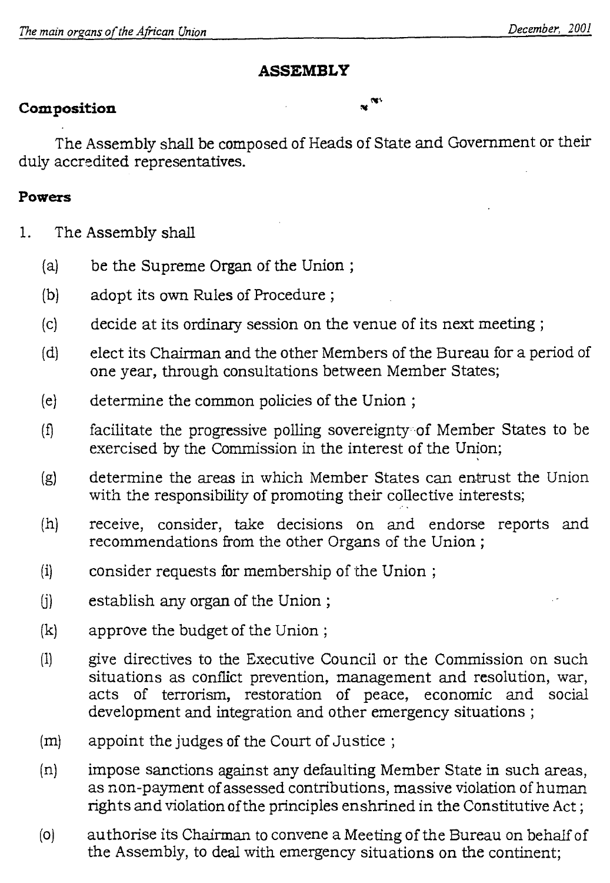## ASSEMBLY

### Composition

The Assembly shall be composed of Heads of State and Government or their duly accredited representatives.

### Powers

1. The Assembly shall

    (a) be the Supreme Organ of the Union ;

    (b) adopt its own Rules of Procedure ;

    (c) decide at its ordinary session on the venue of its next meeting ;

    (d) elect its Chairman and the other Members of the Bureau for a period of one year, through consultations between Member States;

    (e) determine the common policies of the Union ;

    (f) facilitate the progressive polling sovereignty of Member States to be exercised by the Commission in the interest of the Union;

    (g) determine the areas in which Member States can entrust the Union with the responsibility of promoting their collective interests;

    (h) receive, consider, take decisions on and endorse reports and recommendations from the other Organs of the Union ;

    (i) consider requests for membership of the Union ;

    (j) establish any organ of the Union ;

    (k) approve the budget of the Union ;

    (l) give directives to the Executive Council or the Commission on such situations as conflict prevention, management and resolution, war, acts of terrorism, restoration of peace, economic and social development and integration and other emergency situations ;

    (m) appoint the judges of the Court of Justice ;

    (n) impose sanctions against any defaulting Member State in such areas, as non-payment of assessed contributions, massive violation of human rights and violation of the principles enshrined in the Constitutive Act ;

    (o) authorise its Chairman to convene a Meeting of the Bureau on behalf of the Assembly, to deal with emergency situations on the continent;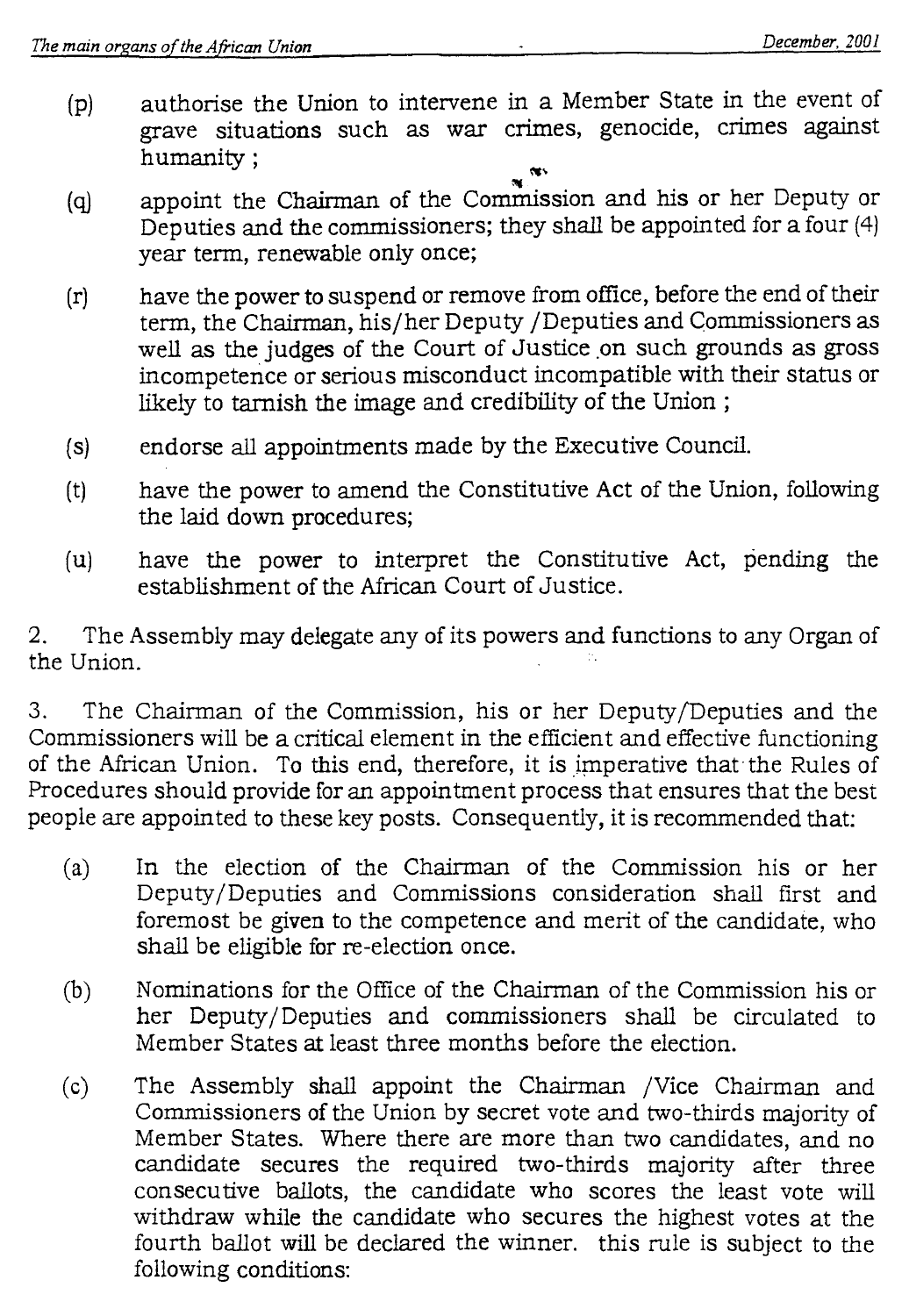(p) authorise the Union to intervene in a Member State in the event of grave situations such as war crimes, genocide, crimes against humanity ;

(q) appoint the Chairman of the Commission and his or her Deputy or Deputies and the commissioners; they shall be appointed for a four (4) year term, renewable only once;

(r) have the power to suspend or remove from office, before the end of their term, the Chairman, his/her Deputy /Deputies and Commissioners as well as the judges of the Court of Justice on such grounds as gross incompetence or serious misconduct incompatible with their status or likely to tarnish the image and credibility of the Union ;

(s) endorse all appointments made by the Executive Council.

(t) have the power to amend the Constitutive Act of the Union, following the laid down procedures;

(u) have the power to interpret the Constitutive Act, pending the establishment of the African Court of Justice.

2. The Assembly may delegate any of its powers and functions to any Organ of the Union.

3. The Chairman of the Commission, his or her Deputy/Deputies and the Commissioners will be a critical element in the efficient and effective functioning of the African Union. To this end, therefore, it is imperative that the Rules of Procedures should provide for an appointment process that ensures that the best people are appointed to these key posts. Consequently, it is recommended that:

(a) In the election of the Chairman of the Commission his or her Deputy/Deputies and Commissions consideration shall first and foremost be given to the competence and merit of the candidate, who shall be eligible for re-election once.

(b) Nominations for the Office of the Chairman of the Commission his or her Deputy/Deputies and commissioners shall be circulated to Member States at least three months before the election.

(c) The Assembly shall appoint the Chairman /Vice Chairman and Commissioners of the Union by secret vote and two-thirds majority of Member States. Where there are more than two candidates, and no candidate secures the required two-thirds majority after three consecutive ballots, the candidate who scores the least vote will withdraw while the candidate who secures the highest votes at the fourth ballot will be declared the winner. this rule is subject to the following conditions: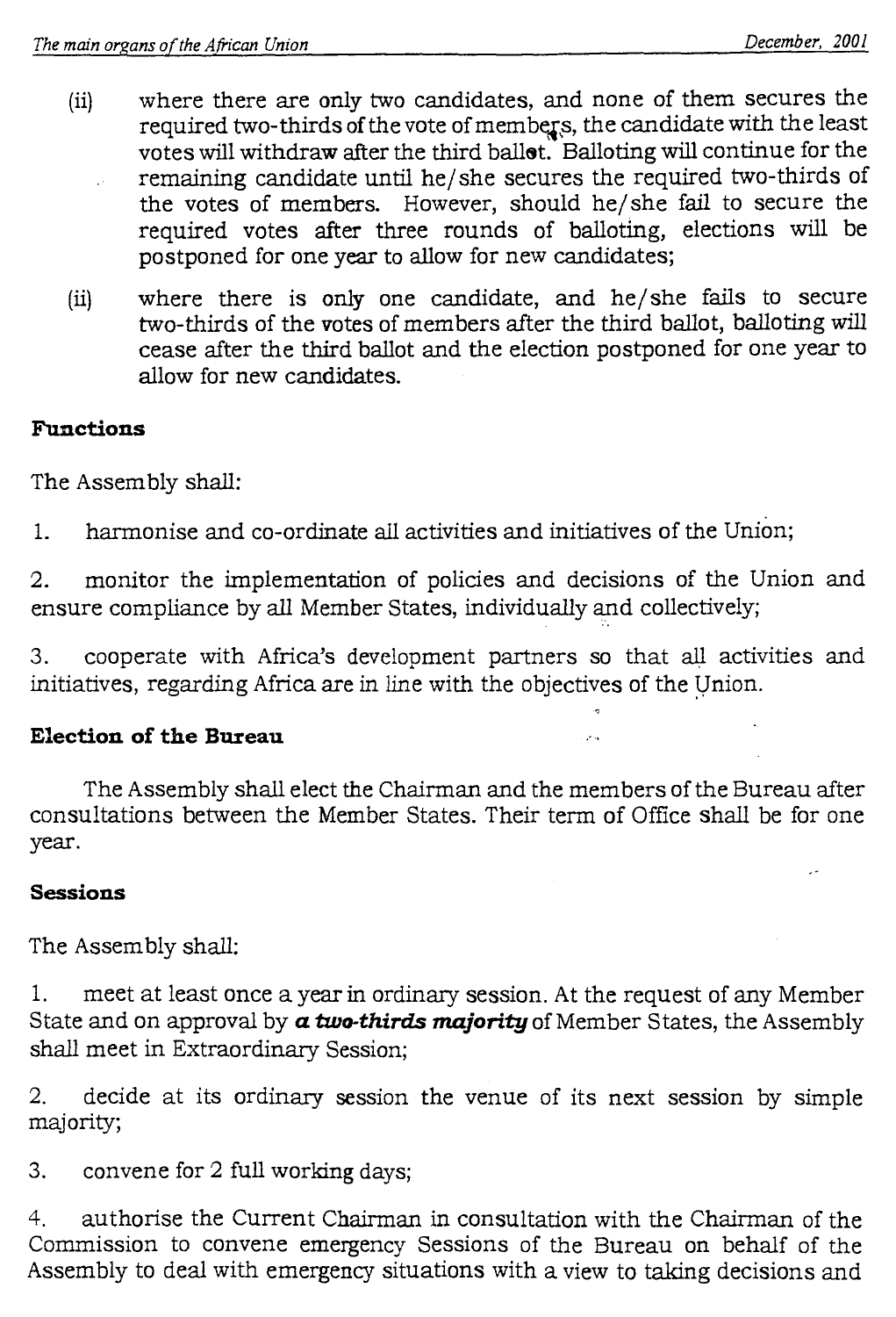(ii) where there are only two candidates, and none of them secures the required two-thirds of the vote of members, the candidate with the least votes will withdraw after the third ballot. Balloting will continue for the remaining candidate until he/she secures the required two-thirds of the votes of members. However, should he/she fail to secure the required votes after three rounds of balloting, elections will be postponed for one year to allow for new candidates;

(ii) where there is only one candidate, and he/she fails to secure two-thirds of the votes of members after the third ballot, balloting will cease after the third ballot and the election postponed for one year to allow for new candidates.

### Functions

The Assembly shall:

1. harmonise and co-ordinate all activities and initiatives of the Union;

2. monitor the implementation of policies and decisions of the Union and ensure compliance by all Member States, individually and collectively;

3. cooperate with Africa's development partners so that all activities and initiatives, regarding Africa are in line with the objectives of the Union.

### Election of the Bureau

The Assembly shall elect the Chairman and the members of the Bureau after consultations between the Member States. Their term of Office shall be for one year.

### Sessions

The Assembly shall:

1. meet at least once a year in ordinary session. At the request of any Member State and on approval by ***a two-thirds majority*** of Member States, the Assembly shall meet in Extraordinary Session;

2. decide at its ordinary session the venue of its next session by simple majority;

3. convene for 2 full working days;

4. authorise the Current Chairman in consultation with the Chairman of the Commission to convene emergency Sessions of the Bureau on behalf of the Assembly to deal with emergency situations with a view to taking decisions and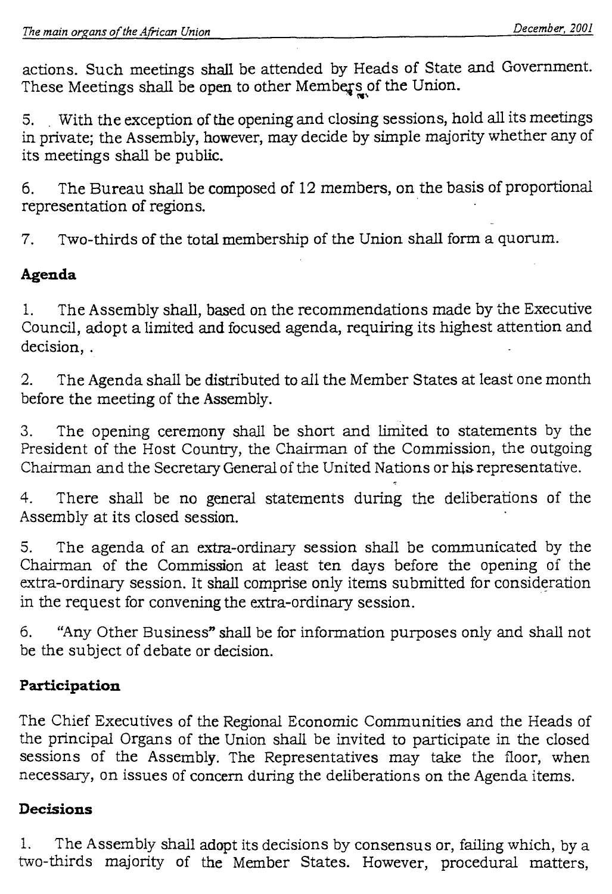actions. Such meetings shall be attended by Heads of State and Government. These Meetings shall be open to other Members of the Union.

5. With the exception of the opening and closing sessions, hold all its meetings in private; the Assembly, however, may decide by simple majority whether any of its meetings shall be public.

6. The Bureau shall be composed of 12 members, on the basis of proportional representation of regions.

7. Two-thirds of the total membership of the Union shall form a quorum.

**Agenda**

1. The Assembly shall, based on the recommendations made by the Executive Council, adopt a limited and focused agenda, requiring its highest attention and decision, .

2. The Agenda shall be distributed to all the Member States at least one month before the meeting of the Assembly.

3. The opening ceremony shall be short and limited to statements by the President of the Host Country, the Chairman of the Commission, the outgoing Chairman and the Secretary General of the United Nations or his representative.

4. There shall be no general statements during the deliberations of the Assembly at its closed session.

5. The agenda of an extra-ordinary session shall be communicated by the Chairman of the Commission at least ten days before the opening of the extra-ordinary session. It shall comprise only items submitted for consideration in the request for convening the extra-ordinary session.

6. "Any Other Business" shall be for information purposes only and shall not be the subject of debate or decision.

**Participation**

The Chief Executives of the Regional Economic Communities and the Heads of the principal Organs of the Union shall be invited to participate in the closed sessions of the Assembly. The Representatives may take the floor, when necessary, on issues of concern during the deliberations on the Agenda items.

**Decisions**

1. The Assembly shall adopt its decisions by consensus or, failing which, by a two-thirds majority of the Member States. However, procedural matters,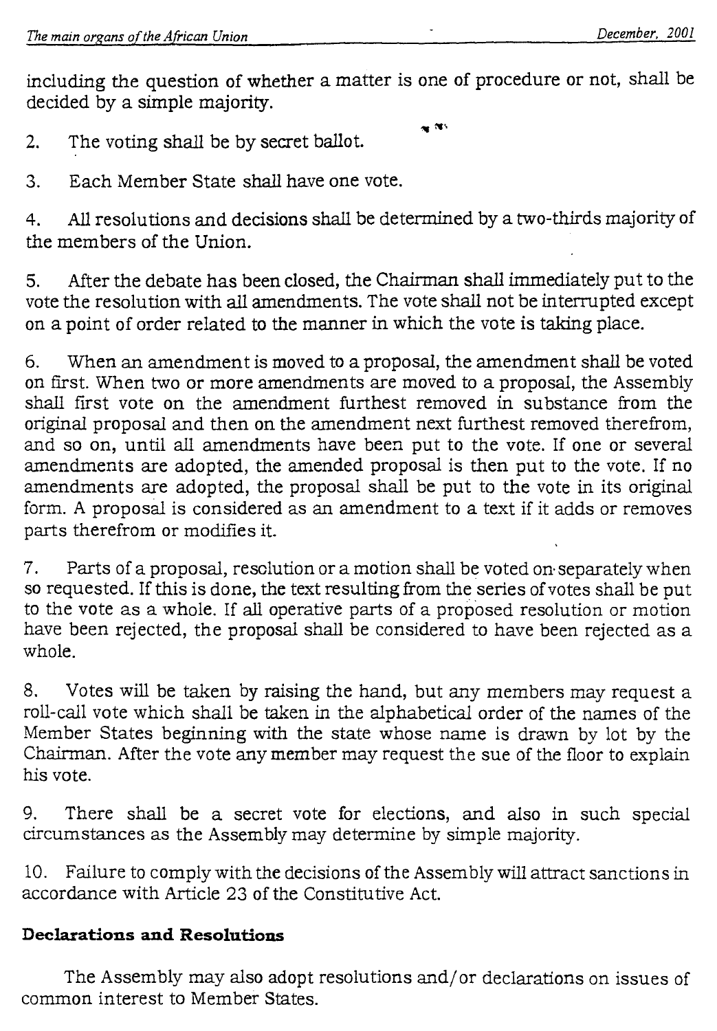including the question of whether a matter is one of procedure or not, shall be decided by a simple majority.

2. The voting shall be by secret ballot.

3. Each Member State shall have one vote.

4. All resolutions and decisions shall be determined by a two-thirds majority of the members of the Union.

5. After the debate has been closed, the Chairman shall immediately put to the vote the resolution with all amendments. The vote shall not be interrupted except on a point of order related to the manner in which the vote is taking place.

6. When an amendment is moved to a proposal, the amendment shall be voted on first. When two or more amendments are moved to a proposal, the Assembly shall first vote on the amendment furthest removed in substance from the original proposal and then on the amendment next furthest removed therefrom, and so on, until all amendments have been put to the vote. If one or several amendments are adopted, the amended proposal is then put to the vote. If no amendments are adopted, the proposal shall be put to the vote in its original form. A proposal is considered as an amendment to a text if it adds or removes parts therefrom or modifies it.

7. Parts of a proposal, resolution or a motion shall be voted on separately when so requested. If this is done, the text resulting from the series of votes shall be put to the vote as a whole. If all operative parts of a proposed resolution or motion have been rejected, the proposal shall be considered to have been rejected as a whole.

8. Votes will be taken by raising the hand, but any members may request a roll-call vote which shall be taken in the alphabetical order of the names of the Member States beginning with the state whose name is drawn by lot by the Chairman. After the vote any member may request the sue of the floor to explain his vote.

9. There shall be a secret vote for elections, and also in such special circumstances as the Assembly may determine by simple majority.

10. Failure to comply with the decisions of the Assembly will attract sanctions in accordance with Article 23 of the Constitutive Act.

**Declarations and Resolutions**

The Assembly may also adopt resolutions and/or declarations on issues of common interest to Member States.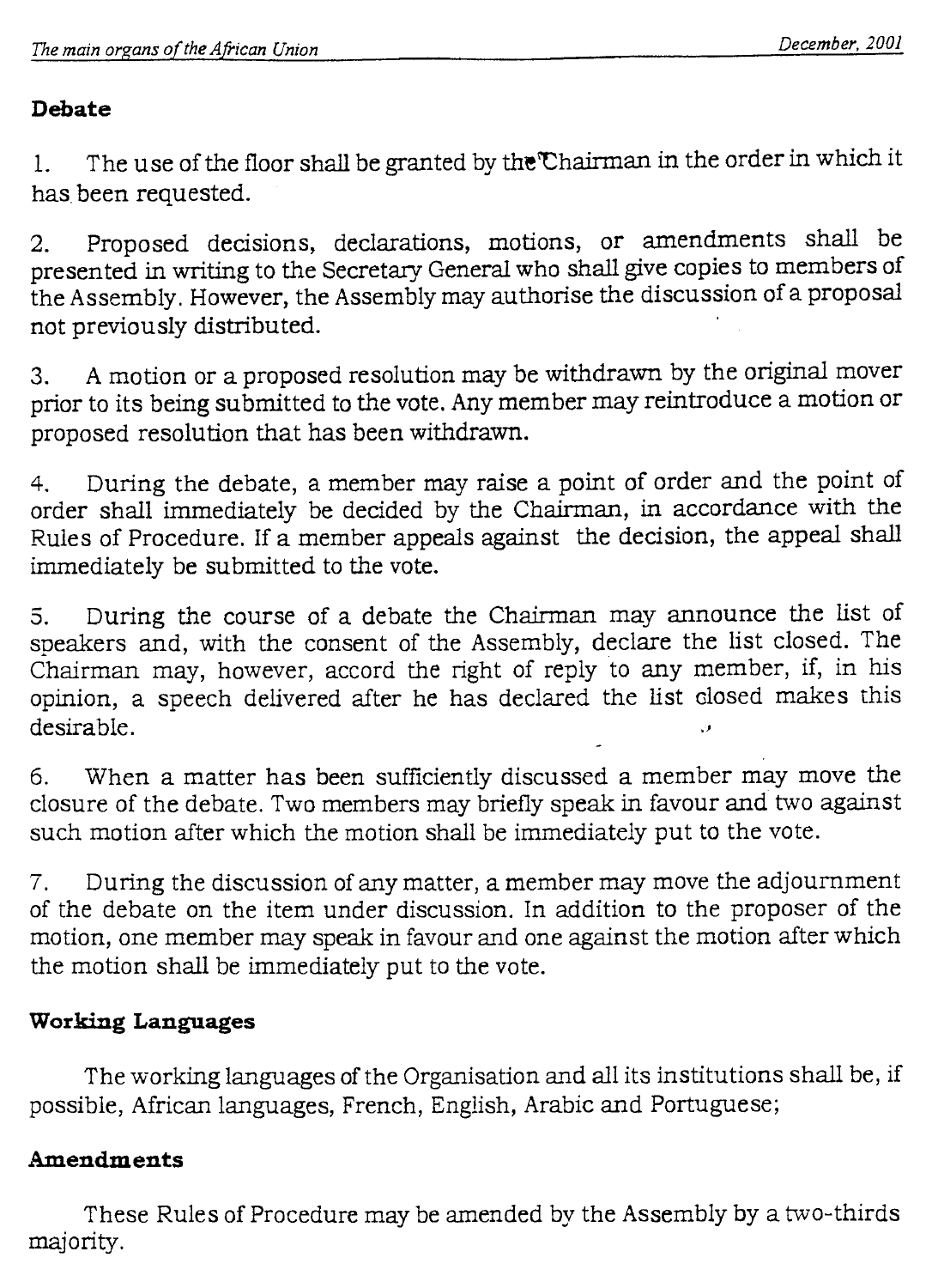### Debate

1. The use of the floor shall be granted by the Chairman in the order in which it has been requested.

2. Proposed decisions, declarations, motions, or amendments shall be presented in writing to the Secretary General who shall give copies to members of the Assembly. However, the Assembly may authorise the discussion of a proposal not previously distributed.

3. A motion or a proposed resolution may be withdrawn by the original mover prior to its being submitted to the vote. Any member may reintroduce a motion or proposed resolution that has been withdrawn.

4. During the debate, a member may raise a point of order and the point of order shall immediately be decided by the Chairman, in accordance with the Rules of Procedure. If a member appeals against the decision, the appeal shall immediately be submitted to the vote.

5. During the course of a debate the Chairman may announce the list of speakers and, with the consent of the Assembly, declare the list closed. The Chairman may, however, accord the right of reply to any member, if, in his opinion, a speech delivered after he has declared the list closed makes this desirable.

6. When a matter has been sufficiently discussed a member may move the closure of the debate. Two members may briefly speak in favour and two against such motion after which the motion shall be immediately put to the vote.

7. During the discussion of any matter, a member may move the adjournment of the debate on the item under discussion. In addition to the proposer of the motion, one member may speak in favour and one against the motion after which the motion shall be immediately put to the vote.

### Working Languages

The working languages of the Organisation and all its institutions shall be, if possible, African languages, French, English, Arabic and Portuguese;

### Amendments

These Rules of Procedure may be amended by the Assembly by a two-thirds majority.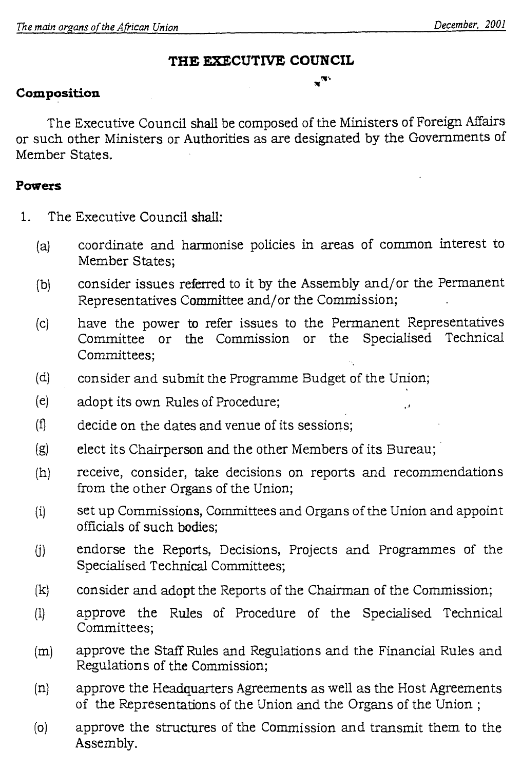## THE EXECUTIVE COUNCIL

### Composition

The Executive Council shall be composed of the Ministers of Foreign Affairs or such other Ministers or Authorities as are designated by the Governments of Member States.

### Powers

1. The Executive Council shall:

   (a) coordinate and harmonise policies in areas of common interest to Member States;

   (b) consider issues referred to it by the Assembly and/or the Permanent Representatives Committee and/or the Commission;

   (c) have the power to refer issues to the Permanent Representatives Committee or the Commission or the Specialised Technical Committees;

   (d) consider and submit the Programme Budget of the Union;

   (e) adopt its own Rules of Procedure;

   (f) decide on the dates and venue of its sessions;

   (g) elect its Chairperson and the other Members of its Bureau;

   (h) receive, consider, take decisions on reports and recommendations from the other Organs of the Union;

   (i) set up Commissions, Committees and Organs of the Union and appoint officials of such bodies;

   (j) endorse the Reports, Decisions, Projects and Programmes of the Specialised Technical Committees;

   (k) consider and adopt the Reports of the Chairman of the Commission;

   (l) approve the Rules of Procedure of the Specialised Technical Committees;

   (m) approve the Staff Rules and Regulations and the Financial Rules and Regulations of the Commission;

   (n) approve the Headquarters Agreements as well as the Host Agreements of the Representations of the Union and the Organs of the Union ;

   (o) approve the structures of the Commission and transmit them to the Assembly.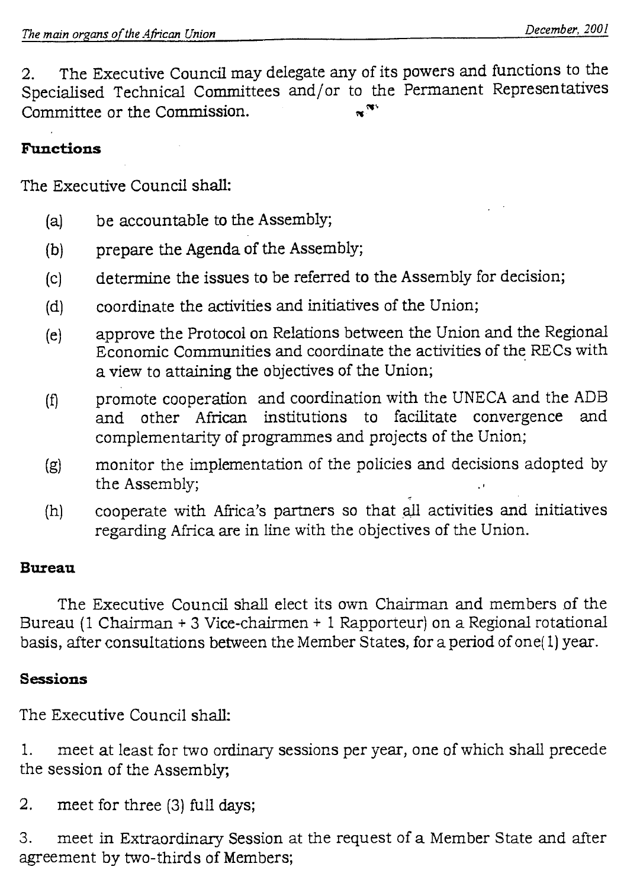2. The Executive Council may delegate any of its powers and functions to the Specialised Technical Committees and/or to the Permanent Representatives Committee or the Commission.

**Functions**

The Executive Council shall:

(a) be accountable to the Assembly;

(b) prepare the Agenda of the Assembly;

(c) determine the issues to be referred to the Assembly for decision;

(d) coordinate the activities and initiatives of the Union;

(e) approve the Protocol on Relations between the Union and the Regional Economic Communities and coordinate the activities of the RECs with a view to attaining the objectives of the Union;

(f) promote cooperation and coordination with the UNECA and the ADB and other African institutions to facilitate convergence and complementarity of programmes and projects of the Union;

(g) monitor the implementation of the policies and decisions adopted by the Assembly;

(h) cooperate with Africa's partners so that all activities and initiatives regarding Africa are in line with the objectives of the Union.

**Bureau**

The Executive Council shall elect its own Chairman and members of the Bureau (1 Chairman + 3 Vice-chairmen + 1 Rapporteur) on a Regional rotational basis, after consultations between the Member States, for a period of one(1) year.

**Sessions**

The Executive Council shall:

1. meet at least for two ordinary sessions per year, one of which shall precede the session of the Assembly;

2. meet for three (3) full days;

3. meet in Extraordinary Session at the request of a Member State and after agreement by two-thirds of Members;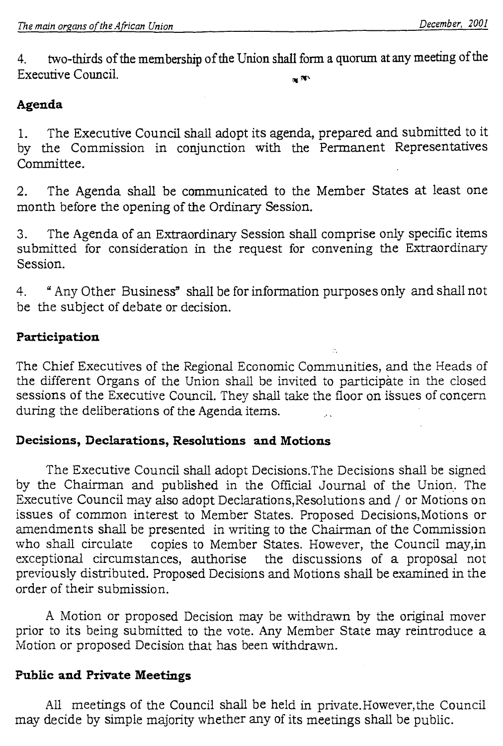4. two-thirds of the membership of the Union shall form a quorum at any meeting of the Executive Council.

### Agenda

1. The Executive Council shall adopt its agenda, prepared and submitted to it by the Commission in conjunction with the Permanent Representatives Committee.

2. The Agenda shall be communicated to the Member States at least one month before the opening of the Ordinary Session.

3. The Agenda of an Extraordinary Session shall comprise only specific items submitted for consideration in the request for convening the Extraordinary Session.

4. " Any Other Business" shall be for information purposes only and shall not be the subject of debate or decision.

### Participation

The Chief Executives of the Regional Economic Communities, and the Heads of the different Organs of the Union shall be invited to participate in the closed sessions of the Executive Council. They shall take the floor on issues of concern during the deliberations of the Agenda items.

### Decisions, Declarations, Resolutions and Motions

The Executive Council shall adopt Decisions.The Decisions shall be signed by the Chairman and published in the Official Journal of the Union. The Executive Council may also adopt Declarations,Resolutions and / or Motions on issues of common interest to Member States. Proposed Decisions,Motions or amendments shall be presented in writing to the Chairman of the Commission who shall circulate copies to Member States. However, the Council may,in exceptional circumstances, authorise the discussions of a proposal not previously distributed. Proposed Decisions and Motions shall be examined in the order of their submission.

A Motion or proposed Decision may be withdrawn by the original mover prior to its being submitted to the vote. Any Member State may reintroduce a Motion or proposed Decision that has been withdrawn.

### Public and Private Meetings

All meetings of the Council shall be held in private.However,the Council may decide by simple majority whether any of its meetings shall be public.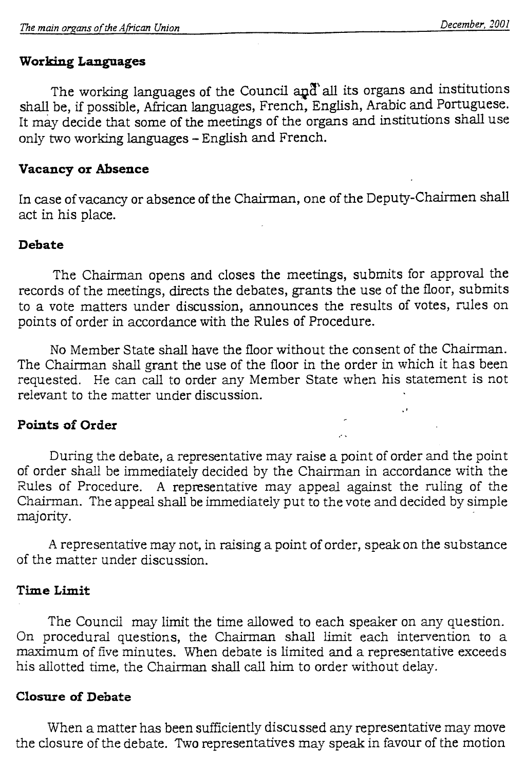### Working Languages

The working languages of the Council and all its organs and institutions shall be, if possible, African languages, French, English, Arabic and Portuguese. It may decide that some of the meetings of the organs and institutions shall use only two working languages – English and French.

### Vacancy or Absence

In case of vacancy or absence of the Chairman, one of the Deputy-Chairmen shall act in his place.

### Debate

The Chairman opens and closes the meetings, submits for approval the records of the meetings, directs the debates, grants the use of the floor, submits to a vote matters under discussion, announces the results of votes, rules on points of order in accordance with the Rules of Procedure.

No Member State shall have the floor without the consent of the Chairman. The Chairman shall grant the use of the floor in the order in which it has been requested. He can call to order any Member State when his statement is not relevant to the matter under discussion.

### Points of Order

During the debate, a representative may raise a point of order and the point of order shall be immediately decided by the Chairman in accordance with the Rules of Procedure. A representative may appeal against the ruling of the Chairman. The appeal shall be immediately put to the vote and decided by simple majority.

A representative may not, in raising a point of order, speak on the substance of the matter under discussion.

### Time Limit

The Council may limit the time allowed to each speaker on any question. On procedural questions, the Chairman shall limit each intervention to a maximum of five minutes. When debate is limited and a representative exceeds his allotted time, the Chairman shall call him to order without delay.

### Closure of Debate

When a matter has been sufficiently discussed any representative may move the closure of the debate. Two representatives may speak in favour of the motion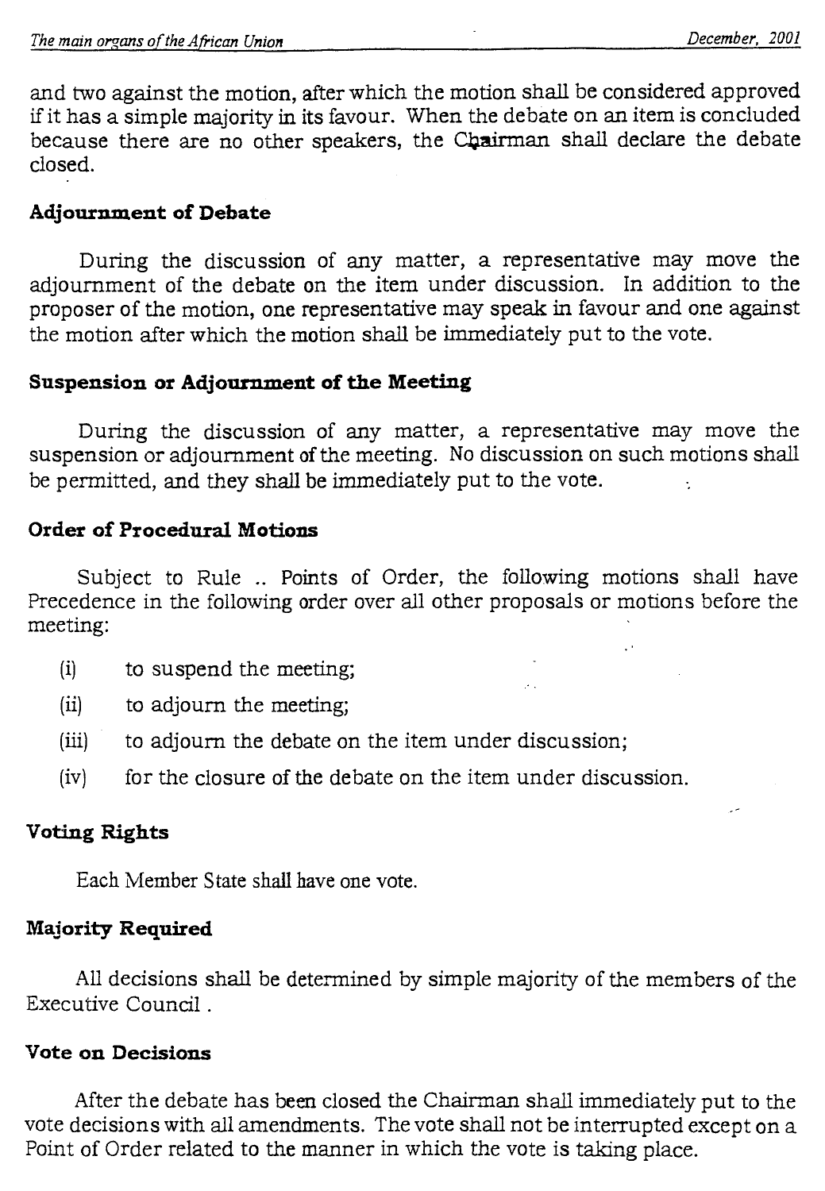and two against the motion, after which the motion shall be considered approved if it has a simple majority in its favour. When the debate on an item is concluded because there are no other speakers, the Chairman shall declare the debate closed.

**Adjournment of Debate**

During the discussion of any matter, a representative may move the adjournment of the debate on the item under discussion. In addition to the proposer of the motion, one representative may speak in favour and one against the motion after which the motion shall be immediately put to the vote.

**Suspension or Adjournment of the Meeting**

During the discussion of any matter, a representative may move the suspension or adjournment of the meeting. No discussion on such motions shall be permitted, and they shall be immediately put to the vote.

**Order of Procedural Motions**

Subject to Rule .. Points of Order, the following motions shall have Precedence in the following order over all other proposals or motions before the meeting:

(i) to suspend the meeting;

(ii) to adjourn the meeting;

(iii) to adjourn the debate on the item under discussion;

(iv) for the closure of the debate on the item under discussion.

**Voting Rights**

Each Member State shall have one vote.

**Majority Required**

All decisions shall be determined by simple majority of the members of the Executive Council .

**Vote on Decisions**

After the debate has been closed the Chairman shall immediately put to the vote decisions with all amendments. The vote shall not be interrupted except on a Point of Order related to the manner in which the vote is taking place.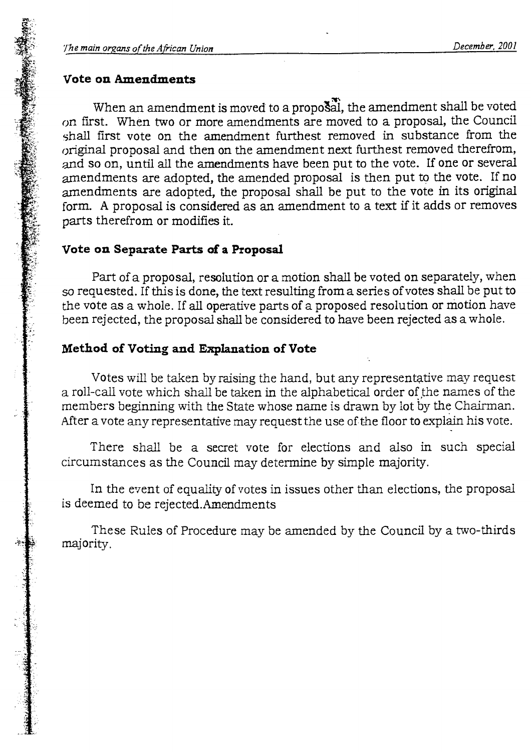### Vote on Amendments

When an amendment is moved to a proposal, the amendment shall be voted on first. When two or more amendments are moved to a proposal, the Council shall first vote on the amendment furthest removed in substance from the original proposal and then on the amendment next furthest removed therefrom, and so on, until all the amendments have been put to the vote. If one or several amendments are adopted, the amended proposal is then put to the vote. If no amendments are adopted, the proposal shall be put to the vote in its original form. A proposal is considered as an amendment to a text if it adds or removes parts therefrom or modifies it.

### Vote on Separate Parts of a Proposal

Part of a proposal, resolution or a motion shall be voted on separately, when so requested. If this is done, the text resulting from a series of votes shall be put to the vote as a whole. If all operative parts of a proposed resolution or motion have been rejected, the proposal shall be considered to have been rejected as a whole.

### Method of Voting and Explanation of Vote

Votes will be taken by raising the hand, but any representative may request a roll-call vote which shall be taken in the alphabetical order of the names of the members beginning with the State whose name is drawn by lot by the Chairman. After a vote any representative may request the use of the floor to explain his vote.

There shall be a secret vote for elections and also in such special circumstances as the Council may determine by simple majority.

In the event of equality of votes in issues other than elections, the proposal is deemed to be rejected.Amendments

These Rules of Procedure may be amended by the Council by a two-thirds majority.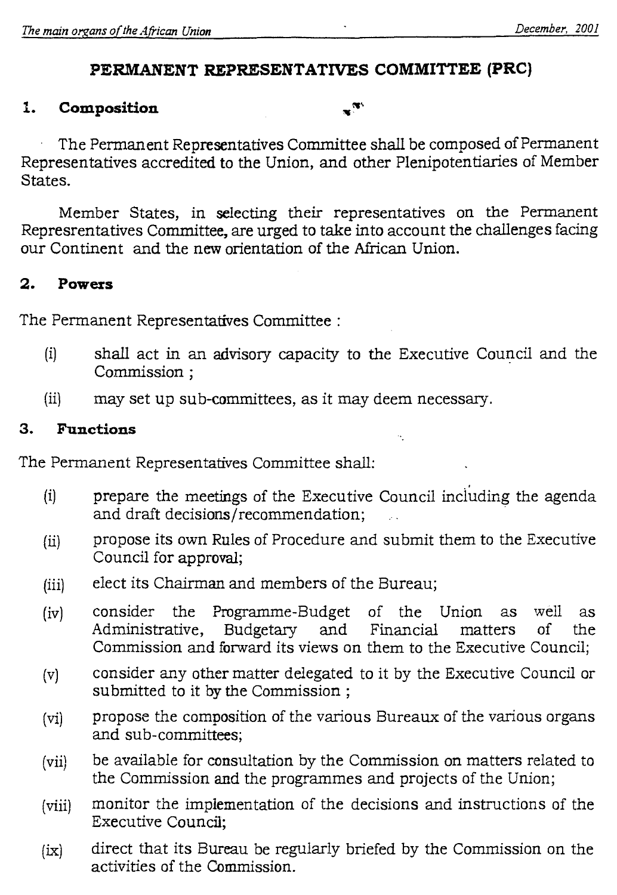## PERMANENT REPRESENTATIVES COMMITTEE (PRC)

### 1. Composition

The Permanent Representatives Committee shall be composed of Permanent Representatives accredited to the Union, and other Plenipotentiaries of Member States.

Member States, in selecting their representatives on the Permanent Represrentatives Committee, are urged to take into account the challenges facing our Continent and the new orientation of the African Union.

### 2. Powers

The Permanent Representatives Committee :

- (i) shall act in an advisory capacity to the Executive Council and the Commission ;
- (ii) may set up sub-committees, as it may deem necessary.

### 3. Functions

The Permanent Representatives Committee shall:

- (i) prepare the meetings of the Executive Council including the agenda and draft decisions/recommendation;
- (ii) propose its own Rules of Procedure and submit them to the Executive Council for approval;
- (iii) elect its Chairman and members of the Bureau;
- (iv) consider the Programme-Budget of the Union as well as Administrative, Budgetary and Financial matters of the Commission and forward its views on them to the Executive Council;
- (v) consider any other matter delegated to it by the Executive Council or submitted to it by the Commission ;
- (vi) propose the composition of the various Bureaux of the various organs and sub-committees;
- (vii) be available for consultation by the Commission on matters related to the Commission and the programmes and projects of the Union;
- (viii) monitor the implementation of the decisions and instructions of the Executive Council;
- (ix) direct that its Bureau be regularly briefed by the Commission on the activities of the Commission.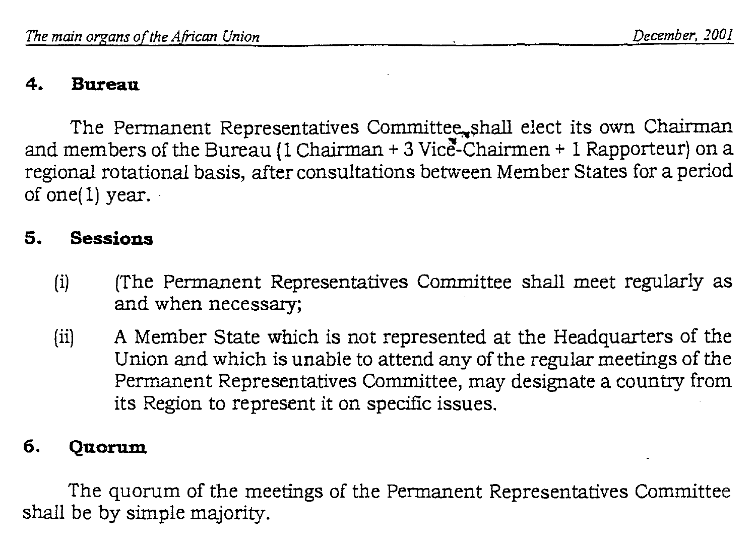### 4. Bureau

The Permanent Representatives Committee shall elect its own Chairman and members of the Bureau (1 Chairman + 3 Vice-Chairmen + 1 Rapporteur) on a regional rotational basis, after consultations between Member States for a period of one(1) year.

### 5. Sessions

(i) (The Permanent Representatives Committee shall meet regularly as and when necessary;

(ii) A Member State which is not represented at the Headquarters of the Union and which is unable to attend any of the regular meetings of the Permanent Representatives Committee, may designate a country from its Region to represent it on specific issues.

### 6. Quorum

The quorum of the meetings of the Permanent Representatives Committee shall be by simple majority.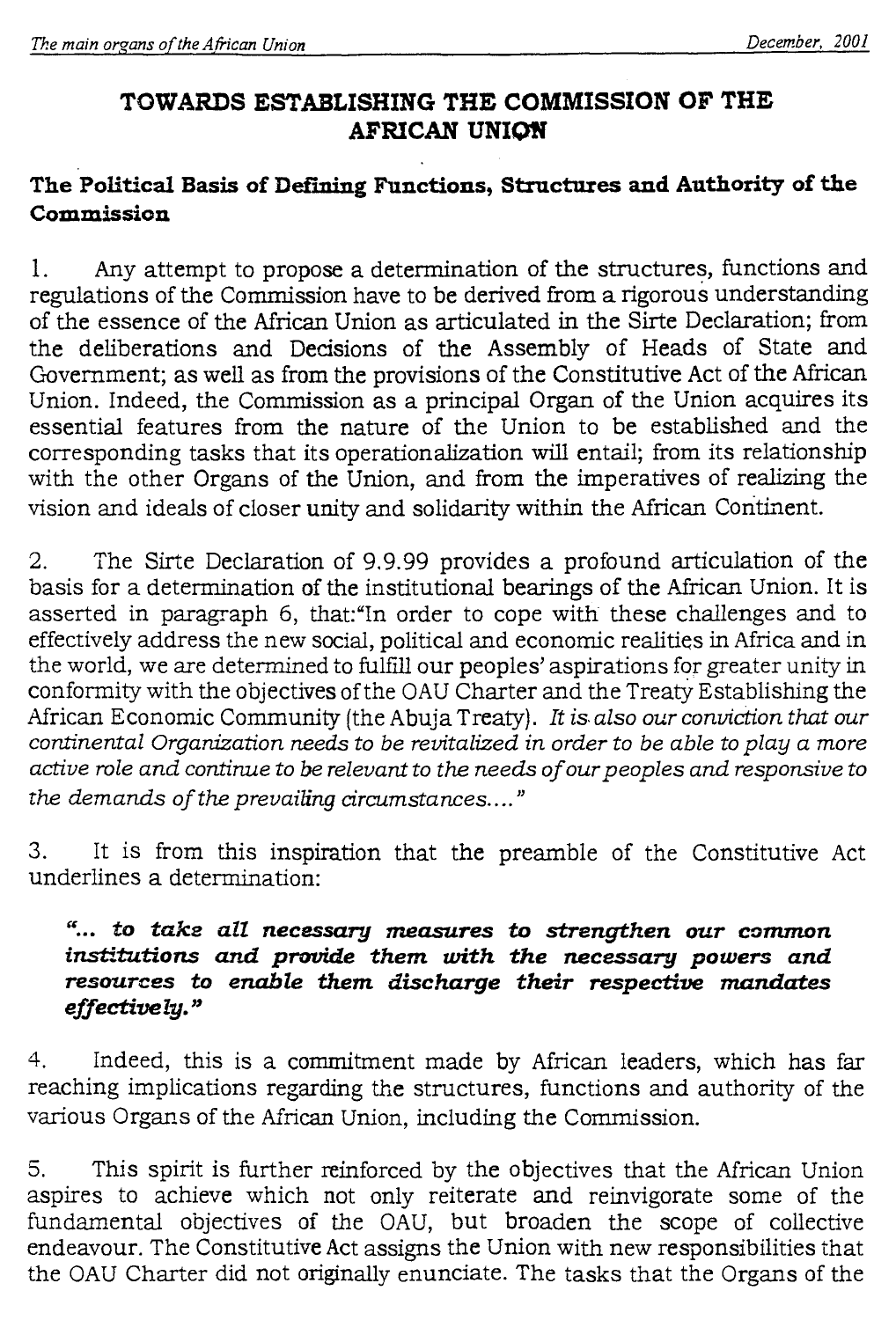# TOWARDS ESTABLISHING THE COMMISSION OF THE AFRICAN UNION

## The Political Basis of Defining Functions, Structures and Authority of the Commission

1. Any attempt to propose a determination of the structures, functions and regulations of the Commission have to be derived from a rigorous understanding of the essence of the African Union as articulated in the Sirte Declaration; from the deliberations and Decisions of the Assembly of Heads of State and Government; as well as from the provisions of the Constitutive Act of the African Union. Indeed, the Commission as a principal Organ of the Union acquires its essential features from the nature of the Union to be established and the corresponding tasks that its operationalization will entail; from its relationship with the other Organs of the Union, and from the imperatives of realizing the vision and ideals of closer unity and solidarity within the African Continent.

2. The Sirte Declaration of 9.9.99 provides a profound articulation of the basis for a determination of the institutional bearings of the African Union. It is asserted in paragraph 6, that:"In order to cope with these challenges and to effectively address the new social, political and economic realities in Africa and in the world, we are determined to fulfill our peoples' aspirations for greater unity in conformity with the objectives of the OAU Charter and the Treaty Establishing the African Economic Community (the Abuja Treaty). *It is also our conviction that our continental Organization needs to be revitalized in order to be able to play a more active role and continue to be relevant to the needs of our peoples and responsive to the demands of the prevailing circumstances....*"

3. It is from this inspiration that the preamble of the Constitutive Act underlines a determination:

> ***"... to take all necessary measures to strengthen our common institutions and provide them with the necessary powers and resources to enable them discharge their respective mandates effectively."***

4. Indeed, this is a commitment made by African leaders, which has far reaching implications regarding the structures, functions and authority of the various Organs of the African Union, including the Commission.

5. This spirit is further reinforced by the objectives that the African Union aspires to achieve which not only reiterate and reinvigorate some of the fundamental objectives of the OAU, but broaden the scope of collective endeavour. The Constitutive Act assigns the Union with new responsibilities that the OAU Charter did not originally enunciate. The tasks that the Organs of the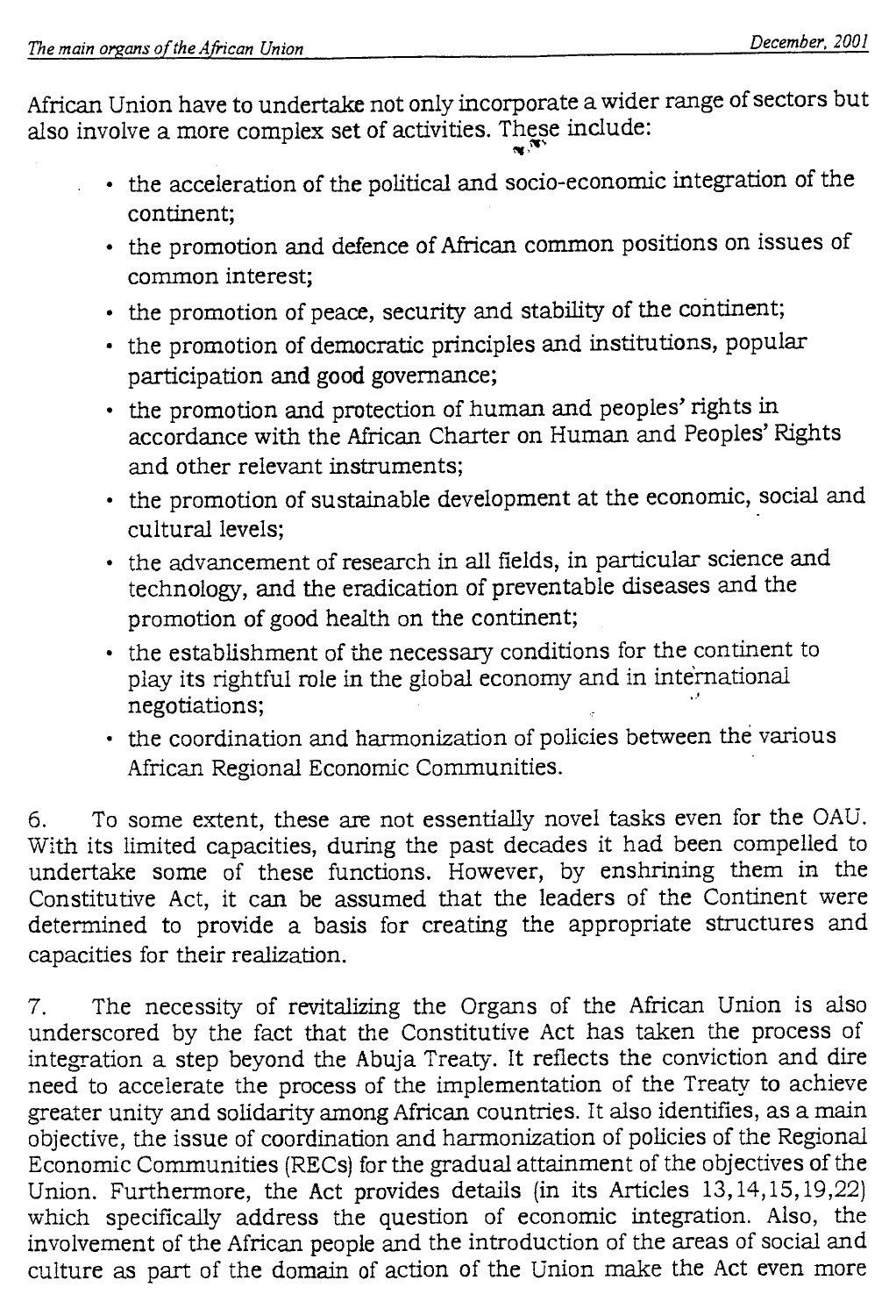African Union have to undertake not only incorporate a wider range of sectors but also involve a more complex set of activities. These include:

- the acceleration of the political and socio-economic integration of the continent;
- the promotion and defence of African common positions on issues of common interest;
- the promotion of peace, security and stability of the continent;
- the promotion of democratic principles and institutions, popular participation and good governance;
- the promotion and protection of human and peoples' rights in accordance with the African Charter on Human and Peoples' Rights and other relevant instruments;
- the promotion of sustainable development at the economic, social and cultural levels;
- the advancement of research in all fields, in particular science and technology, and the eradication of preventable diseases and the promotion of good health on the continent;
- the establishment of the necessary conditions for the continent to play its rightful role in the global economy and in international negotiations;
- the coordination and harmonization of policies between the various African Regional Economic Communities.

6. To some extent, these are not essentially novel tasks even for the OAU. With its limited capacities, during the past decades it had been compelled to undertake some of these functions. However, by enshrining them in the Constitutive Act, it can be assumed that the leaders of the Continent were determined to provide a basis for creating the appropriate structures and capacities for their realization.

7. The necessity of revitalizing the Organs of the African Union is also underscored by the fact that the Constitutive Act has taken the process of integration a step beyond the Abuja Treaty. It reflects the conviction and dire need to accelerate the process of the implementation of the Treaty to achieve greater unity and solidarity among African countries. It also identifies, as a main objective, the issue of coordination and harmonization of policies of the Regional Economic Communities (RECs) for the gradual attainment of the objectives of the Union. Furthermore, the Act provides details (in its Articles 13,14,15,19,22) which specifically address the question of economic integration. Also, the involvement of the African people and the introduction of the areas of social and culture as part of the domain of action of the Union make the Act even more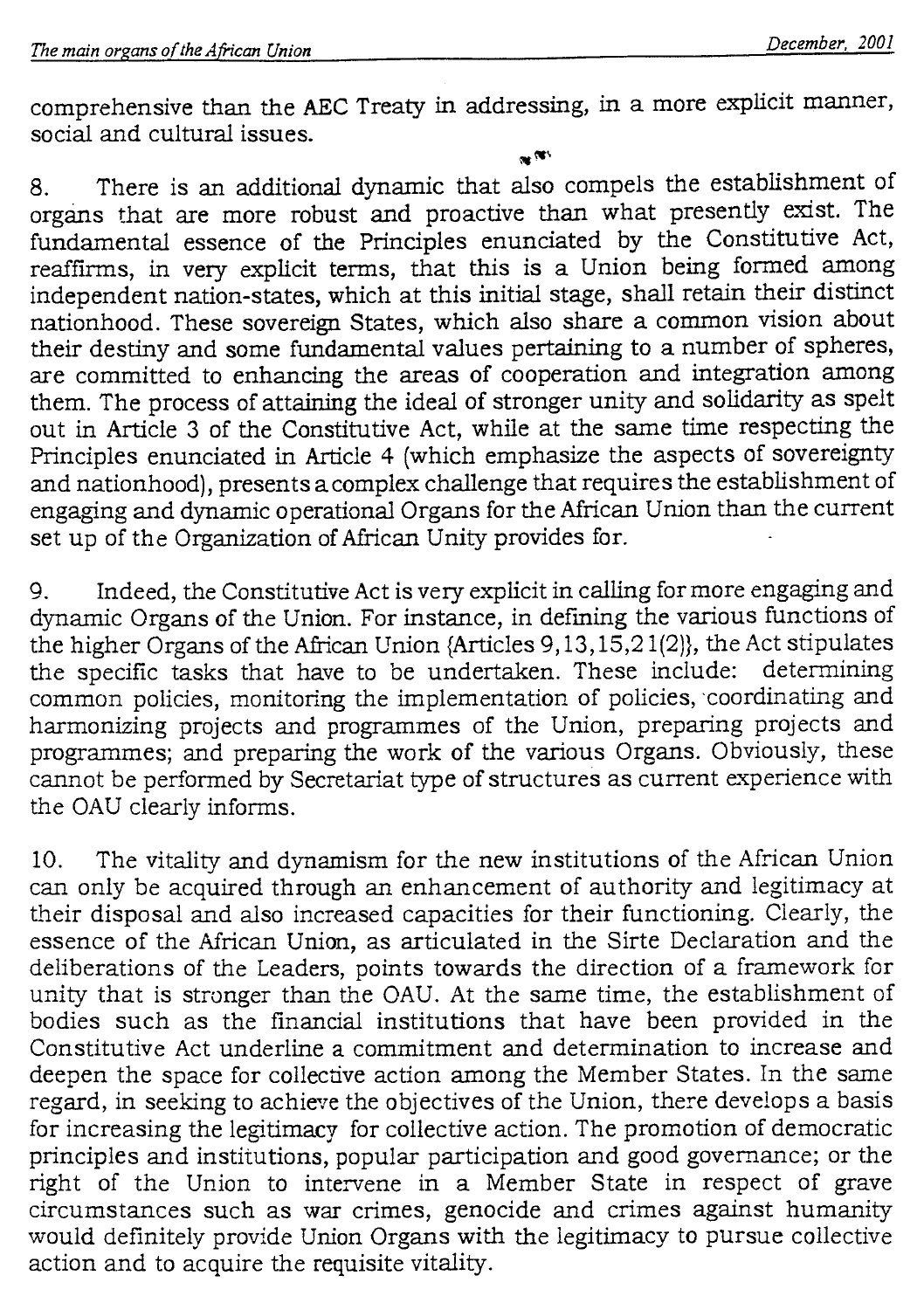comprehensive than the AEC Treaty in addressing, in a more explicit manner, social and cultural issues.

8. There is an additional dynamic that also compels the establishment of organs that are more robust and proactive than what presently exist. The fundamental essence of the Principles enunciated by the Constitutive Act, reaffirms, in very explicit terms, that this is a Union being formed among independent nation-states, which at this initial stage, shall retain their distinct nationhood. These sovereign States, which also share a common vision about their destiny and some fundamental values pertaining to a number of spheres, are committed to enhancing the areas of cooperation and integration among them. The process of attaining the ideal of stronger unity and solidarity as spelt out in Article 3 of the Constitutive Act, while at the same time respecting the Principles enunciated in Article 4 (which emphasize the aspects of sovereignty and nationhood), presents a complex challenge that requires the establishment of engaging and dynamic operational Organs for the African Union than the current set up of the Organization of African Unity provides for.

9. Indeed, the Constitutive Act is very explicit in calling for more engaging and dynamic Organs of the Union. For instance, in defining the various functions of the higher Organs of the African Union {Articles 9,13,15,21(2)}, the Act stipulates the specific tasks that have to be undertaken. These include: determining common policies, monitoring the implementation of policies, coordinating and harmonizing projects and programmes of the Union, preparing projects and programmes; and preparing the work of the various Organs. Obviously, these cannot be performed by Secretariat type of structures as current experience with the OAU clearly informs.

10. The vitality and dynamism for the new institutions of the African Union can only be acquired through an enhancement of authority and legitimacy at their disposal and also increased capacities for their functioning. Clearly, the essence of the African Union, as articulated in the Sirte Declaration and the deliberations of the Leaders, points towards the direction of a framework for unity that is stronger than the OAU. At the same time, the establishment of bodies such as the financial institutions that have been provided in the Constitutive Act underline a commitment and determination to increase and deepen the space for collective action among the Member States. In the same regard, in seeking to achieve the objectives of the Union, there develops a basis for increasing the legitimacy for collective action. The promotion of democratic principles and institutions, popular participation and good governance; or the right of the Union to intervene in a Member State in respect of grave circumstances such as war crimes, genocide and crimes against humanity would definitely provide Union Organs with the legitimacy to pursue collective action and to acquire the requisite vitality.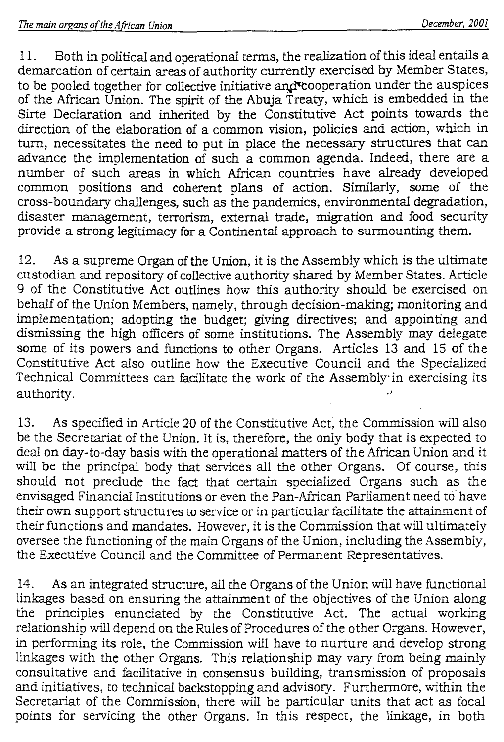11. Both in political and operational terms, the realization of this ideal entails a demarcation of certain areas of authority currently exercised by Member States, to be pooled together for collective initiative and cooperation under the auspices of the African Union. The spirit of the Abuja Treaty, which is embedded in the Sirte Declaration and inherited by the Constitutive Act points towards the direction of the elaboration of a common vision, policies and action, which in turn, necessitates the need to put in place the necessary structures that can advance the implementation of such a common agenda. Indeed, there are a number of such areas in which African countries have already developed common positions and coherent plans of action. Similarly, some of the cross-boundary challenges, such as the pandemics, environmental degradation, disaster management, terrorism, external trade, migration and food security provide a strong legitimacy for a Continental approach to surmounting them.

12. As a supreme Organ of the Union, it is the Assembly which is the ultimate custodian and repository of collective authority shared by Member States. Article 9 of the Constitutive Act outlines how this authority should be exercised on behalf of the Union Members, namely, through decision-making; monitoring and implementation; adopting the budget; giving directives; and appointing and dismissing the high officers of some institutions. The Assembly may delegate some of its powers and functions to other Organs. Articles 13 and 15 of the Constitutive Act also outline how the Executive Council and the Specialized Technical Committees can facilitate the work of the Assembly in exercising its authority.

13. As specified in Article 20 of the Constitutive Act, the Commission will also be the Secretariat of the Union. It is, therefore, the only body that is expected to deal on day-to-day basis with the operational matters of the African Union and it will be the principal body that services all the other Organs. Of course, this should not preclude the fact that certain specialized Organs such as the envisaged Financial Institutions or even the Pan-African Parliament need to have their own support structures to service or in particular facilitate the attainment of their functions and mandates. However, it is the Commission that will ultimately oversee the functioning of the main Organs of the Union, including the Assembly, the Executive Council and the Committee of Permanent Representatives.

14. As an integrated structure, all the Organs of the Union will have functional linkages based on ensuring the attainment of the objectives of the Union along the principles enunciated by the Constitutive Act. The actual working relationship will depend on the Rules of Procedures of the other Organs. However, in performing its role, the Commission will have to nurture and develop strong linkages with the other Organs. This relationship may vary from being mainly consultative and facilitative in consensus building, transmission of proposals and initiatives, to technical backstopping and advisory. Furthermore, within the Secretariat of the Commission, there will be particular units that act as focal points for servicing the other Organs. In this respect, the linkage, in both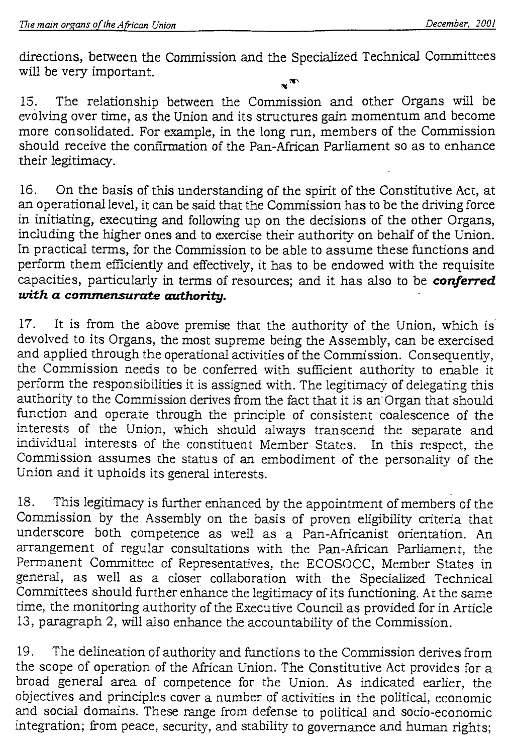directions, between the Commission and the Specialized Technical Committees will be very important.

15. The relationship between the Commission and other Organs will be evolving over time, as the Union and its structures gain momentum and become more consolidated. For example, in the long run, members of the Commission should receive the confirmation of the Pan-African Parliament so as to enhance their legitimacy.

16. On the basis of this understanding of the spirit of the Constitutive Act, at an operational level, it can be said that the Commission has to be the driving force in initiating, executing and following up on the decisions of the other Organs, including the higher ones and to exercise their authority on behalf of the Union. In practical terms, for the Commission to be able to assume these functions and perform them efficiently and effectively, it has to be endowed with the requisite capacities, particularly in terms of resources; and it has also to be ***conferred with a commensurate authority.***

17. It is from the above premise that the authority of the Union, which is devolved to its Organs, the most supreme being the Assembly, can be exercised and applied through the operational activities of the Commission. Consequently, the Commission needs to be conferred with sufficient authority to enable it perform the responsibilities it is assigned with. The legitimacy of delegating this authority to the Commission derives from the fact that it is an Organ that should function and operate through the principle of consistent coalescence of the interests of the Union, which should always transcend the separate and individual interests of the constituent Member States. In this respect, the Commission assumes the status of an embodiment of the personality of the Union and it upholds its general interests.

18. This legitimacy is further enhanced by the appointment of members of the Commission by the Assembly on the basis of proven eligibility criteria that underscore both competence as well as a Pan-Africanist orientation. An arrangement of regular consultations with the Pan-African Parliament, the Permanent Committee of Representatives, the ECOSOCC, Member States in general, as well as a closer collaboration with the Specialized Technical Committees should further enhance the legitimacy of its functioning. At the same time, the monitoring authority of the Executive Council as provided for in Article 13, paragraph 2, will also enhance the accountability of the Commission.

19. The delineation of authority and functions to the Commission derives from the scope of operation of the African Union. The Constitutive Act provides for a broad general area of competence for the Union. As indicated earlier, the objectives and principles cover a number of activities in the political, economic and social domains. These range from defense to political and socio-economic integration; from peace, security, and stability to governance and human rights;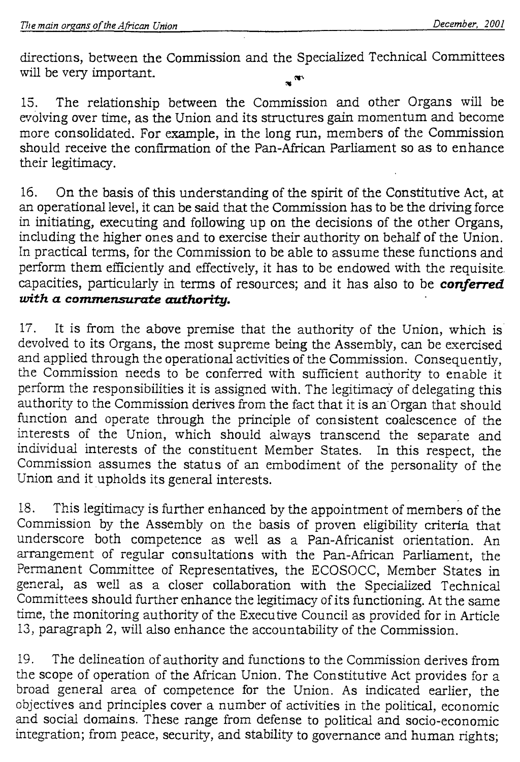directions, between the Commission and the Specialized Technical Committees will be very important.

15. The relationship between the Commission and other Organs will be evolving over time, as the Union and its structures gain momentum and become more consolidated. For example, in the long run, members of the Commission should receive the confirmation of the Pan-African Parliament so as to enhance their legitimacy.

16. On the basis of this understanding of the spirit of the Constitutive Act, at an operational level, it can be said that the Commission has to be the driving force in initiating, executing and following up on the decisions of the other Organs, including the higher ones and to exercise their authority on behalf of the Union. In practical terms, for the Commission to be able to assume these functions and perform them efficiently and effectively, it has to be endowed with the requisite capacities, particularly in terms of resources; and it has also to be ***conferred with a commensurate authority.***

17. It is from the above premise that the authority of the Union, which is devolved to its Organs, the most supreme being the Assembly, can be exercised and applied through the operational activities of the Commission. Consequently, the Commission needs to be conferred with sufficient authority to enable it perform the responsibilities it is assigned with. The legitimacy of delegating this authority to the Commission derives from the fact that it is an Organ that should function and operate through the principle of consistent coalescence of the interests of the Union, which should always transcend the separate and individual interests of the constituent Member States. In this respect, the Commission assumes the status of an embodiment of the personality of the Union and it upholds its general interests.

18. This legitimacy is further enhanced by the appointment of members of the Commission by the Assembly on the basis of proven eligibility criteria that underscore both competence as well as a Pan-Africanist orientation. An arrangement of regular consultations with the Pan-African Parliament, the Permanent Committee of Representatives, the ECOSOCC, Member States in general, as well as a closer collaboration with the Specialized Technical Committees should further enhance the legitimacy of its functioning. At the same time, the monitoring authority of the Executive Council as provided for in Article 13, paragraph 2, will also enhance the accountability of the Commission.

19. The delineation of authority and functions to the Commission derives from the scope of operation of the African Union. The Constitutive Act provides for a broad general area of competence for the Union. As indicated earlier, the objectives and principles cover a number of activities in the political, economic and social domains. These range from defense to political and socio-economic integration; from peace, security, and stability to governance and human rights;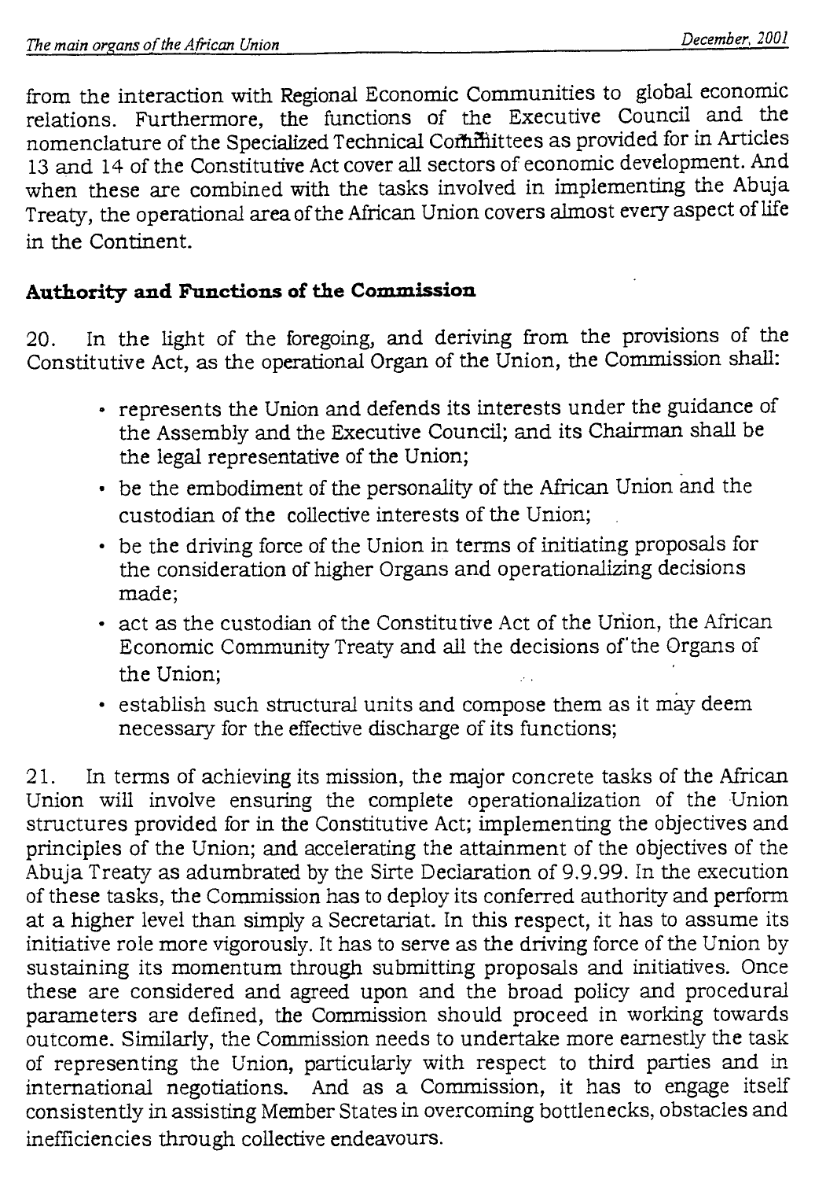from the interaction with Regional Economic Communities to global economic relations. Furthermore, the functions of the Executive Council and the nomenclature of the Specialized Technical Committees as provided for in Articles 13 and 14 of the Constitutive Act cover all sectors of economic development. And when these are combined with the tasks involved in implementing the Abuja Treaty, the operational area of the African Union covers almost every aspect of life in the Continent.

**Authority and Functions of the Commission**

20. In the light of the foregoing, and deriving from the provisions of the Constitutive Act, as the operational Organ of the Union, the Commission shall:

- represents the Union and defends its interests under the guidance of the Assembly and the Executive Council; and its Chairman shall be the legal representative of the Union;
- be the embodiment of the personality of the African Union and the custodian of the collective interests of the Union;
- be the driving force of the Union in terms of initiating proposals for the consideration of higher Organs and operationalizing decisions made;
- act as the custodian of the Constitutive Act of the Union, the African Economic Community Treaty and all the decisions of the Organs of the Union;
- establish such structural units and compose them as it may deem necessary for the effective discharge of its functions;

21. In terms of achieving its mission, the major concrete tasks of the African Union will involve ensuring the complete operationalization of the Union structures provided for in the Constitutive Act; implementing the objectives and principles of the Union; and accelerating the attainment of the objectives of the Abuja Treaty as adumbrated by the Sirte Declaration of 9.9.99. In the execution of these tasks, the Commission has to deploy its conferred authority and perform at a higher level than simply a Secretariat. In this respect, it has to assume its initiative role more vigorously. It has to serve as the driving force of the Union by sustaining its momentum through submitting proposals and initiatives. Once these are considered and agreed upon and the broad policy and procedural parameters are defined, the Commission should proceed in working towards outcome. Similarly, the Commission needs to undertake more earnestly the task of representing the Union, particularly with respect to third parties and in international negotiations. And as a Commission, it has to engage itself consistently in assisting Member States in overcoming bottlenecks, obstacles and inefficiencies through collective endeavours.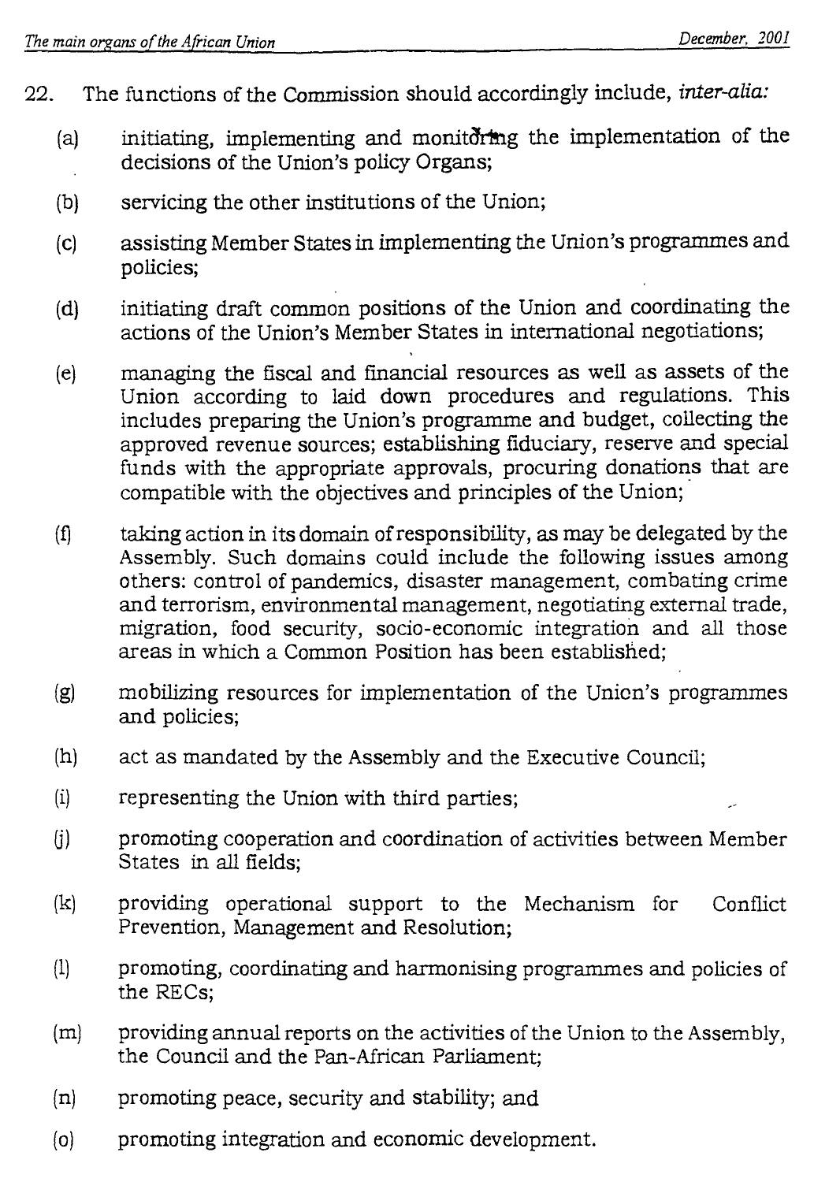22. The functions of the Commission should accordingly include, *inter-alia:*

(a) initiating, implementing and monitoring the implementation of the decisions of the Union's policy Organs;

(b) servicing the other institutions of the Union;

(c) assisting Member States in implementing the Union's programmes and policies;

(d) initiating draft common positions of the Union and coordinating the actions of the Union's Member States in international negotiations;

(e) managing the fiscal and financial resources as well as assets of the Union according to laid down procedures and regulations. This includes preparing the Union's programme and budget, collecting the approved revenue sources; establishing fiduciary, reserve and special funds with the appropriate approvals, procuring donations that are compatible with the objectives and principles of the Union;

(f) taking action in its domain of responsibility, as may be delegated by the Assembly. Such domains could include the following issues among others: control of pandemics, disaster management, combating crime and terrorism, environmental management, negotiating external trade, migration, food security, socio-economic integration and all those areas in which a Common Position has been established;

(g) mobilizing resources for implementation of the Union's programmes and policies;

(h) act as mandated by the Assembly and the Executive Council;

(i) representing the Union with third parties;

(j) promoting cooperation and coordination of activities between Member States in all fields;

(k) providing operational support to the Mechanism for Conflict Prevention, Management and Resolution;

(l) promoting, coordinating and harmonising programmes and policies of the RECs;

(m) providing annual reports on the activities of the Union to the Assembly, the Council and the Pan-African Parliament;

(n) promoting peace, security and stability; and

(o) promoting integration and economic development.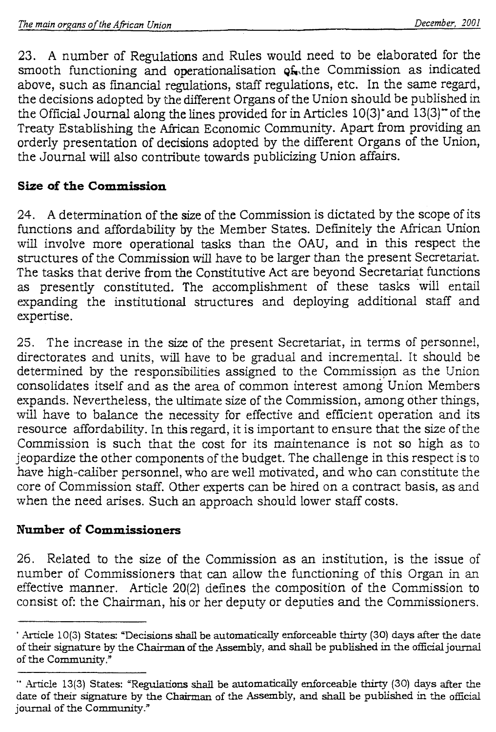23. A number of Regulations and Rules would need to be elaborated for the smooth functioning and operationalisation of the Commission as indicated above, such as financial regulations, staff regulations, etc. In the same regard, the decisions adopted by the different Organs of the Union should be published in the Official Journal along the lines provided for in Articles 10(3)* and 13(3)** of the Treaty Establishing the African Economic Community. Apart from providing an orderly presentation of decisions adopted by the different Organs of the Union, the Journal will also contribute towards publicizing Union affairs.

**Size of the Commission**

24. A determination of the size of the Commission is dictated by the scope of its functions and affordability by the Member States. Definitely the African Union will involve more operational tasks than the OAU, and in this respect the structures of the Commission will have to be larger than the present Secretariat. The tasks that derive from the Constitutive Act are beyond Secretariat functions as presently constituted. The accomplishment of these tasks will entail expanding the institutional structures and deploying additional staff and expertise.

25. The increase in the size of the present Secretariat, in terms of personnel, directorates and units, will have to be gradual and incremental. It should be determined by the responsibilities assigned to the Commission as the Union consolidates itself and as the area of common interest among Union Members expands. Nevertheless, the ultimate size of the Commission, among other things, will have to balance the necessity for effective and efficient operation and its resource affordability. In this regard, it is important to ensure that the size of the Commission is such that the cost for its maintenance is not so high as to jeopardize the other components of the budget. The challenge in this respect is to have high-caliber personnel, who are well motivated, and who can constitute the core of Commission staff. Other experts can be hired on a contract basis, as and when the need arises. Such an approach should lower staff costs.

**Number of Commissioners**

26. Related to the size of the Commission as an institution, is the issue of number of Commissioners that can allow the functioning of this Organ in an effective manner. Article 20(2) defines the composition of the Commission to consist of: the Chairman, his or her deputy or deputies and the Commissioners.

---

* Article 10(3) States: "Decisions shall be automatically enforceable thirty (30) days after the date of their signature by the Chairman of the Assembly, and shall be published in the official journal of the Community."

** Article 13(3) States: "Regulations shall be automatically enforceable thirty (30) days after the date of their signature by the Chairman of the Assembly, and shall be published in the official journal of the Community."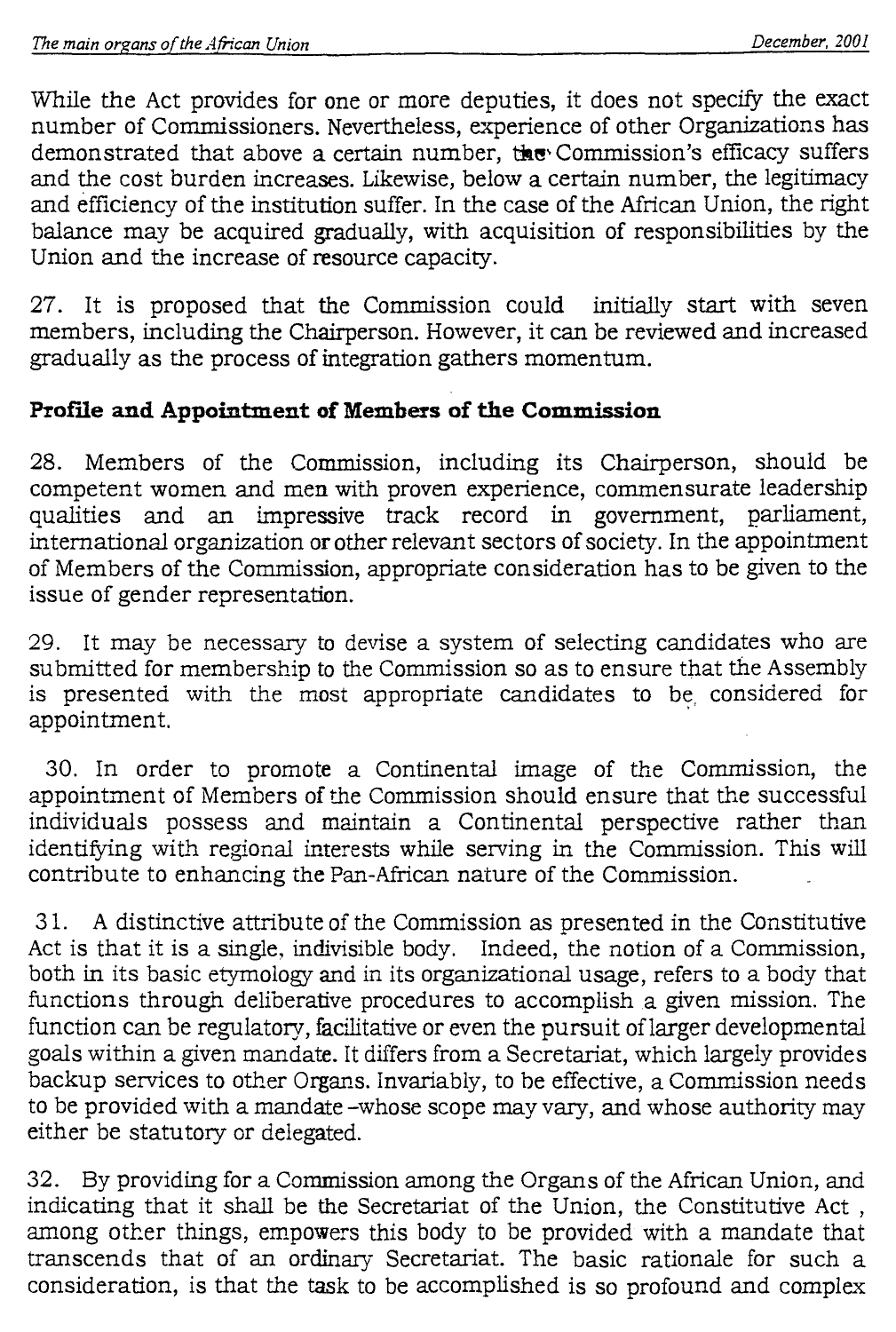While the Act provides for one or more deputies, it does not specify the exact number of Commissioners. Nevertheless, experience of other Organizations has demonstrated that above a certain number, the Commission's efficacy suffers and the cost burden increases. Likewise, below a certain number, the legitimacy and efficiency of the institution suffer. In the case of the African Union, the right balance may be acquired gradually, with acquisition of responsibilities by the Union and the increase of resource capacity.

27. It is proposed that the Commission could initially start with seven members, including the Chairperson. However, it can be reviewed and increased gradually as the process of integration gathers momentum.

**Profile and Appointment of Members of the Commission**

28. Members of the Commission, including its Chairperson, should be competent women and men with proven experience, commensurate leadership qualities and an impressive track record in government, parliament, international organization or other relevant sectors of society. In the appointment of Members of the Commission, appropriate consideration has to be given to the issue of gender representation.

29. It may be necessary to devise a system of selecting candidates who are submitted for membership to the Commission so as to ensure that the Assembly is presented with the most appropriate candidates to be considered for appointment.

30. In order to promote a Continental image of the Commission, the appointment of Members of the Commission should ensure that the successful individuals possess and maintain a Continental perspective rather than identifying with regional interests while serving in the Commission. This will contribute to enhancing the Pan-African nature of the Commission.

31. A distinctive attribute of the Commission as presented in the Constitutive Act is that it is a single, indivisible body. Indeed, the notion of a Commission, both in its basic etymology and in its organizational usage, refers to a body that functions through deliberative procedures to accomplish a given mission. The function can be regulatory, facilitative or even the pursuit of larger developmental goals within a given mandate. It differs from a Secretariat, which largely provides backup services to other Organs. Invariably, to be effective, a Commission needs to be provided with a mandate -whose scope may vary, and whose authority may either be statutory or delegated.

32. By providing for a Commission among the Organs of the African Union, and indicating that it shall be the Secretariat of the Union, the Constitutive Act , among other things, empowers this body to be provided with a mandate that transcends that of an ordinary Secretariat. The basic rationale for such a consideration, is that the task to be accomplished is so profound and complex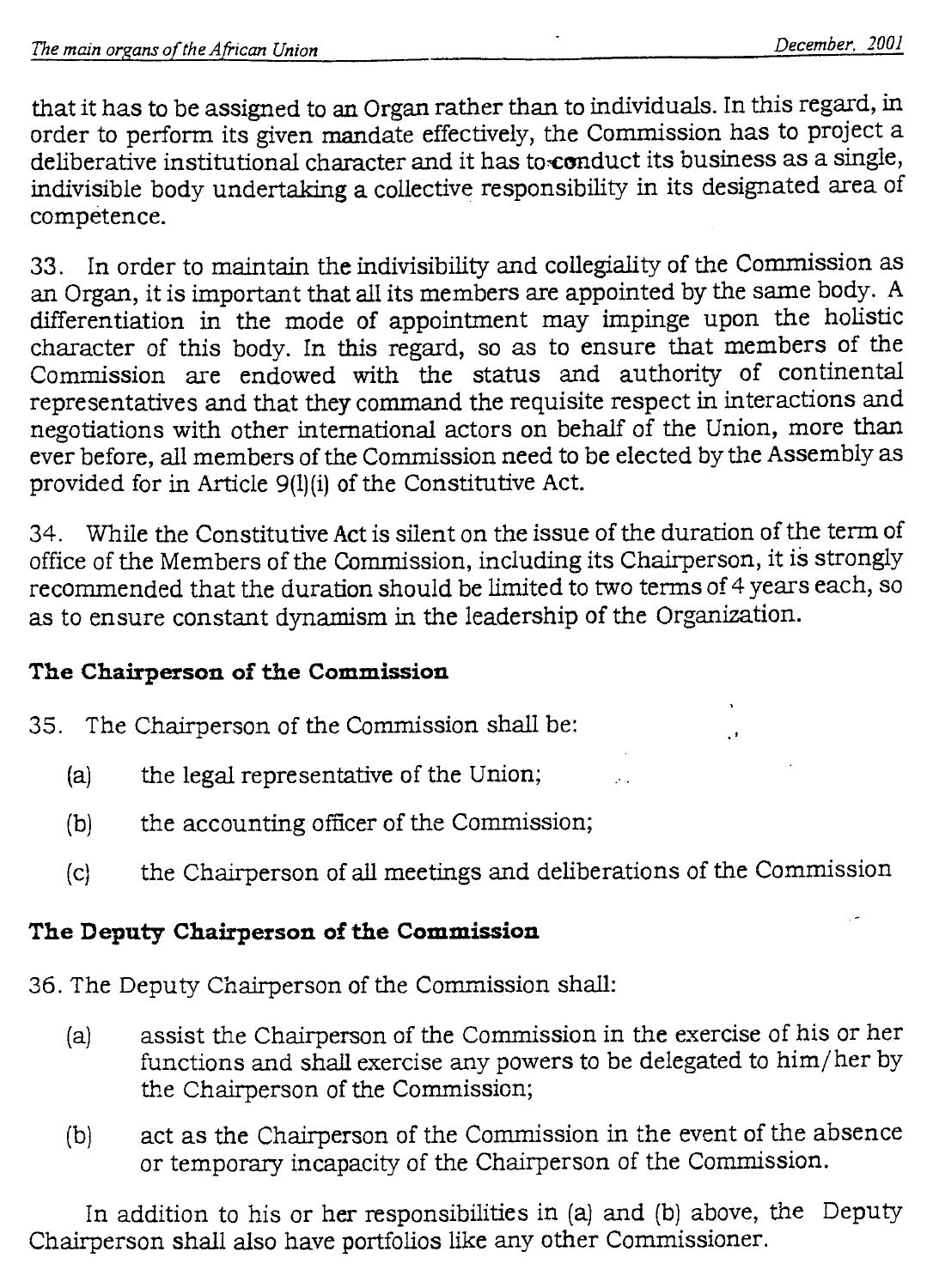that it has to be assigned to an Organ rather than to individuals. In this regard, in order to perform its given mandate effectively, the Commission has to project a deliberative institutional character and it has to conduct its business as a single, indivisible body undertaking a collective responsibility in its designated area of competence.

33. In order to maintain the indivisibility and collegiality of the Commission as an Organ, it is important that all its members are appointed by the same body. A differentiation in the mode of appointment may impinge upon the holistic character of this body. In this regard, so as to ensure that members of the Commission are endowed with the status and authority of continental representatives and that they command the requisite respect in interactions and negotiations with other international actors on behalf of the Union, more than ever before, all members of the Commission need to be elected by the Assembly as provided for in Article 9(l)(i) of the Constitutive Act.

34. While the Constitutive Act is silent on the issue of the duration of the term of office of the Members of the Commission, including its Chairperson, it is strongly recommended that the duration should be limited to two terms of 4 years each, so as to ensure constant dynamism in the leadership of the Organization.

**The Chairperson of the Commission**

35. The Chairperson of the Commission shall be:

(a) the legal representative of the Union;

(b) the accounting officer of the Commission;

(c) the Chairperson of all meetings and deliberations of the Commission

**The Deputy Chairperson of the Commission**

36. The Deputy Chairperson of the Commission shall:

(a) assist the Chairperson of the Commission in the exercise of his or her functions and shall exercise any powers to be delegated to him/her by the Chairperson of the Commission;

(b) act as the Chairperson of the Commission in the event of the absence or temporary incapacity of the Chairperson of the Commission.

In addition to his or her responsibilities in (a) and (b) above, the Deputy Chairperson shall also have portfolios like any other Commissioner.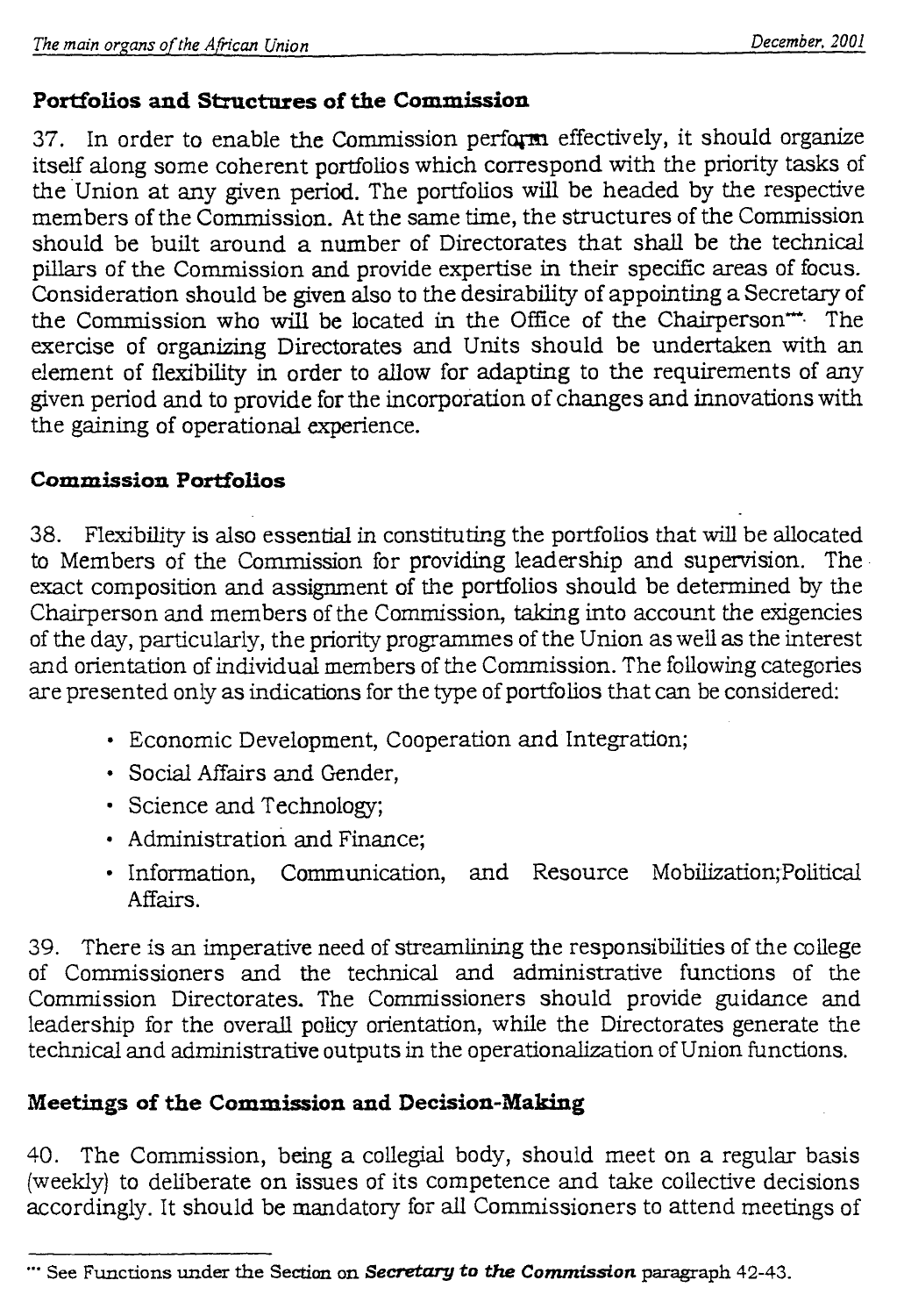## Portfolios and Structures of the Commission

37. In order to enable the Commission perform effectively, it should organize itself along some coherent portfolios which correspond with the priority tasks of the Union at any given period. The portfolios will be headed by the respective members of the Commission. At the same time, the structures of the Commission should be built around a number of Directorates that shall be the technical pillars of the Commission and provide expertise in their specific areas of focus. Consideration should be given also to the desirability of appointing a Secretary of the Commission who will be located in the Office of the Chairperson***. The exercise of organizing Directorates and Units should be undertaken with an element of flexibility in order to allow for adapting to the requirements of any given period and to provide for the incorporation of changes and innovations with the gaining of operational experience.

## Commission Portfolios

38. Flexibility is also essential in constituting the portfolios that will be allocated to Members of the Commission for providing leadership and supervision. The exact composition and assignment of the portfolios should be determined by the Chairperson and members of the Commission, taking into account the exigencies of the day, particularly, the priority programmes of the Union as well as the interest and orientation of individual members of the Commission. The following categories are presented only as indications for the type of portfolios that can be considered:

- Economic Development, Cooperation and Integration;
- Social Affairs and Gender,
- Science and Technology;
- Administration and Finance;
- Information, Communication, and Resource Mobilization;Political Affairs.

39. There is an imperative need of streamlining the responsibilities of the college of Commissioners and the technical and administrative functions of the Commission Directorates. The Commissioners should provide guidance and leadership for the overall policy orientation, while the Directorates generate the technical and administrative outputs in the operationalization of Union functions.

## Meetings of the Commission and Decision-Making

40. The Commission, being a collegial body, should meet on a regular basis (weekly) to deliberate on issues of its competence and take collective decisions accordingly. It should be mandatory for all Commissioners to attend meetings of

*** See Functions under the Section on ***Secretary to the Commission*** paragraph 42-43.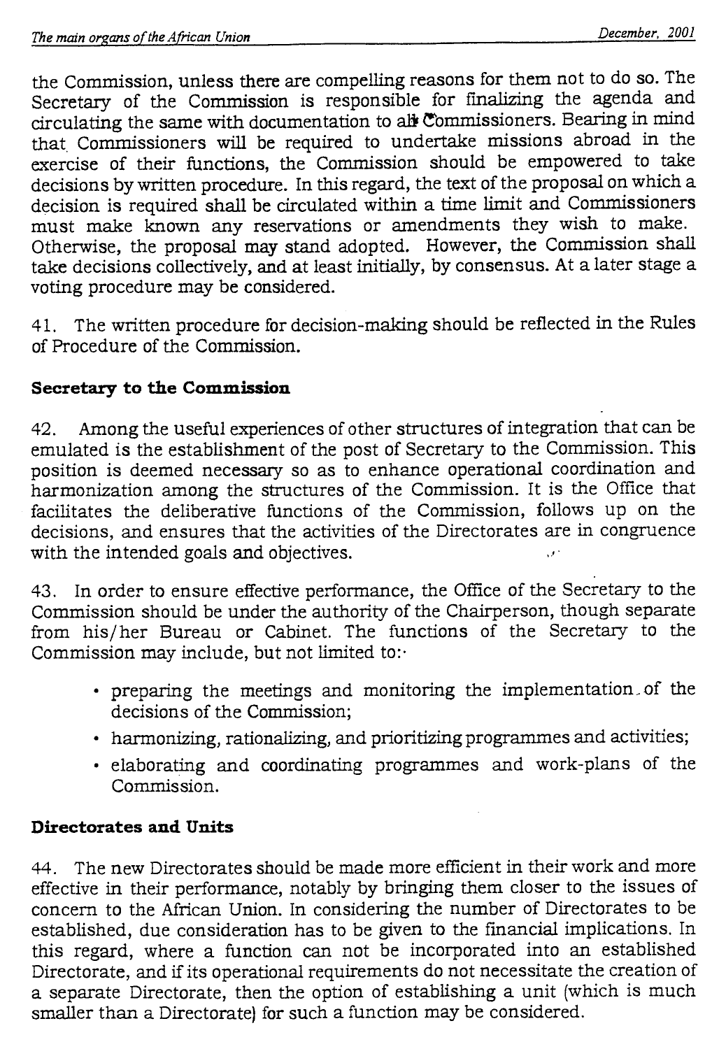the Commission, unless there are compelling reasons for them not to do so. The Secretary of the Commission is responsible for finalizing the agenda and circulating the same with documentation to all Commissioners. Bearing in mind that Commissioners will be required to undertake missions abroad in the exercise of their functions, the Commission should be empowered to take decisions by written procedure. In this regard, the text of the proposal on which a decision is required shall be circulated within a time limit and Commissioners must make known any reservations or amendments they wish to make. Otherwise, the proposal may stand adopted. However, the Commission shall take decisions collectively, and at least initially, by consensus. At a later stage a voting procedure may be considered.

41. The written procedure for decision-making should be reflected in the Rules of Procedure of the Commission.

**Secretary to the Commission**

42. Among the useful experiences of other structures of integration that can be emulated is the establishment of the post of Secretary to the Commission. This position is deemed necessary so as to enhance operational coordination and harmonization among the structures of the Commission. It is the Office that facilitates the deliberative functions of the Commission, follows up on the decisions, and ensures that the activities of the Directorates are in congruence with the intended goals and objectives.

43. In order to ensure effective performance, the Office of the Secretary to the Commission should be under the authority of the Chairperson, though separate from his/her Bureau or Cabinet. The functions of the Secretary to the Commission may include, but not limited to:

- preparing the meetings and monitoring the implementation of the decisions of the Commission;
- harmonizing, rationalizing, and prioritizing programmes and activities;
- elaborating and coordinating programmes and work-plans of the Commission.

**Directorates and Units**

44. The new Directorates should be made more efficient in their work and more effective in their performance, notably by bringing them closer to the issues of concern to the African Union. In considering the number of Directorates to be established, due consideration has to be given to the financial implications. In this regard, where a function can not be incorporated into an established Directorate, and if its operational requirements do not necessitate the creation of a separate Directorate, then the option of establishing a unit (which is much smaller than a Directorate) for such a function may be considered.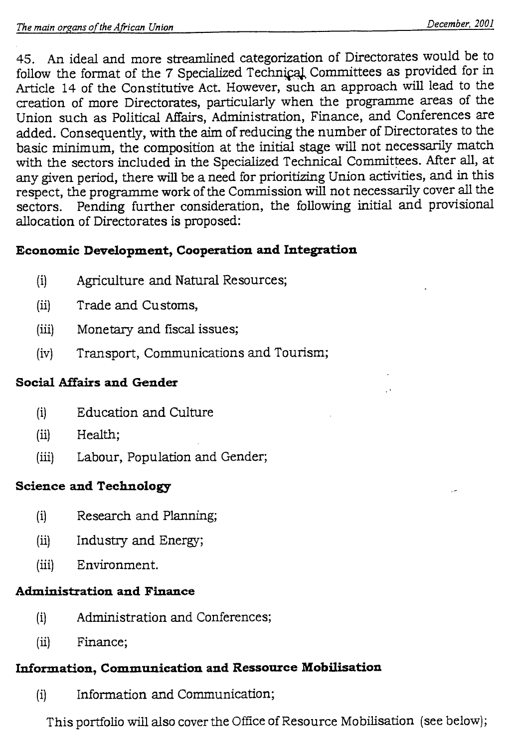45. An ideal and more streamlined categorization of Directorates would be to follow the format of the 7 Specialized Technical Committees as provided for in Article 14 of the Constitutive Act. However, such an approach will lead to the creation of more Directorates, particularly when the programme areas of the Union such as Political Affairs, Administration, Finance, and Conferences are added. Consequently, with the aim of reducing the number of Directorates to the basic minimum, the composition at the initial stage will not necessarily match with the sectors included in the Specialized Technical Committees. After all, at any given period, there will be a need for prioritizing Union activities, and in this respect, the programme work of the Commission will not necessarily cover all the sectors. Pending further consideration, the following initial and provisional allocation of Directorates is proposed:

**Economic Development, Cooperation and Integration**

- (i) Agriculture and Natural Resources;
- (ii) Trade and Customs,
- (iii) Monetary and fiscal issues;
- (iv) Transport, Communications and Tourism;

**Social Affairs and Gender**

- (i) Education and Culture
- (ii) Health;
- (iii) Labour, Population and Gender;

**Science and Technology**

- (i) Research and Planning;
- (ii) Industry and Energy;
- (iii) Environment.

**Administration and Finance**

- (i) Administration and Conferences;
- (ii) Finance;

**Information, Communication and Ressource Mobilisation**

- (i) Information and Communication;

This portfolio will also cover the Office of Resource Mobilisation (see below);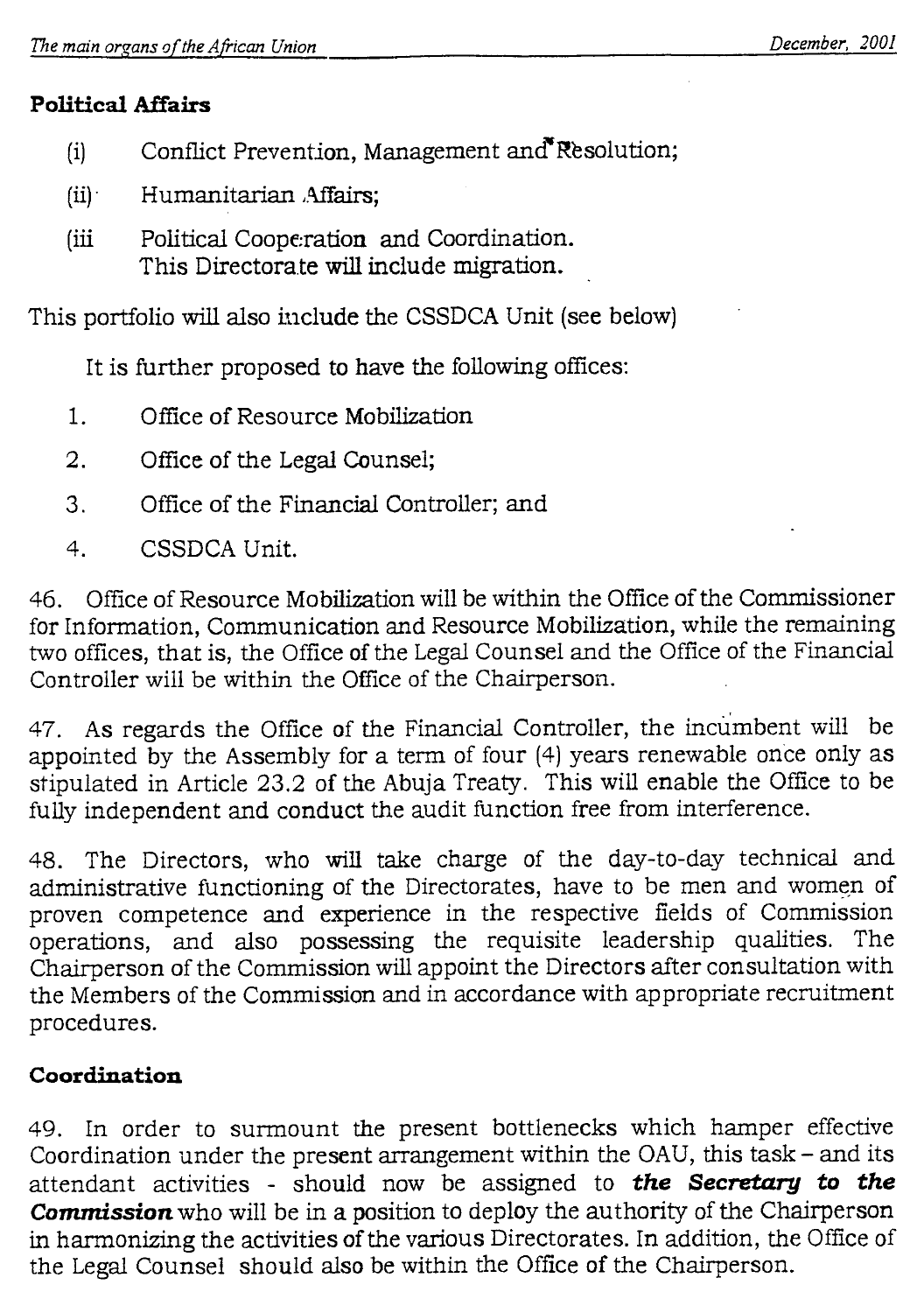**Political Affairs**

(i) Conflict Prevention, Management and Resolution;

(ii) Humanitarian Affairs;

(iii Political Cooperation and Coordination.
This Directorate will include migration.

This portfolio will also include the CSSDCA Unit (see below)

It is further proposed to have the following offices:

1. Office of Resource Mobilization
2. Office of the Legal Counsel;
3. Office of the Financial Controller; and
4. CSSDCA Unit.

46. Office of Resource Mobilization will be within the Office of the Commissioner for Information, Communication and Resource Mobilization, while the remaining two offices, that is, the Office of the Legal Counsel and the Office of the Financial Controller will be within the Office of the Chairperson.

47. As regards the Office of the Financial Controller, the incumbent will be appointed by the Assembly for a term of four (4) years renewable once only as stipulated in Article 23.2 of the Abuja Treaty. This will enable the Office to be fully independent and conduct the audit function free from interference.

48. The Directors, who will take charge of the day-to-day technical and administrative functioning of the Directorates, have to be men and women of proven competence and experience in the respective fields of Commission operations, and also possessing the requisite leadership qualities. The Chairperson of the Commission will appoint the Directors after consultation with the Members of the Commission and in accordance with appropriate recruitment procedures.

**Coordination**

49. In order to surmount the present bottlenecks which hamper effective Coordination under the present arrangement within the OAU, this task – and its attendant activities - should now be assigned to ***the Secretary to the Commission*** who will be in a position to deploy the authority of the Chairperson in harmonizing the activities of the various Directorates. In addition, the Office of the Legal Counsel should also be within the Office of the Chairperson.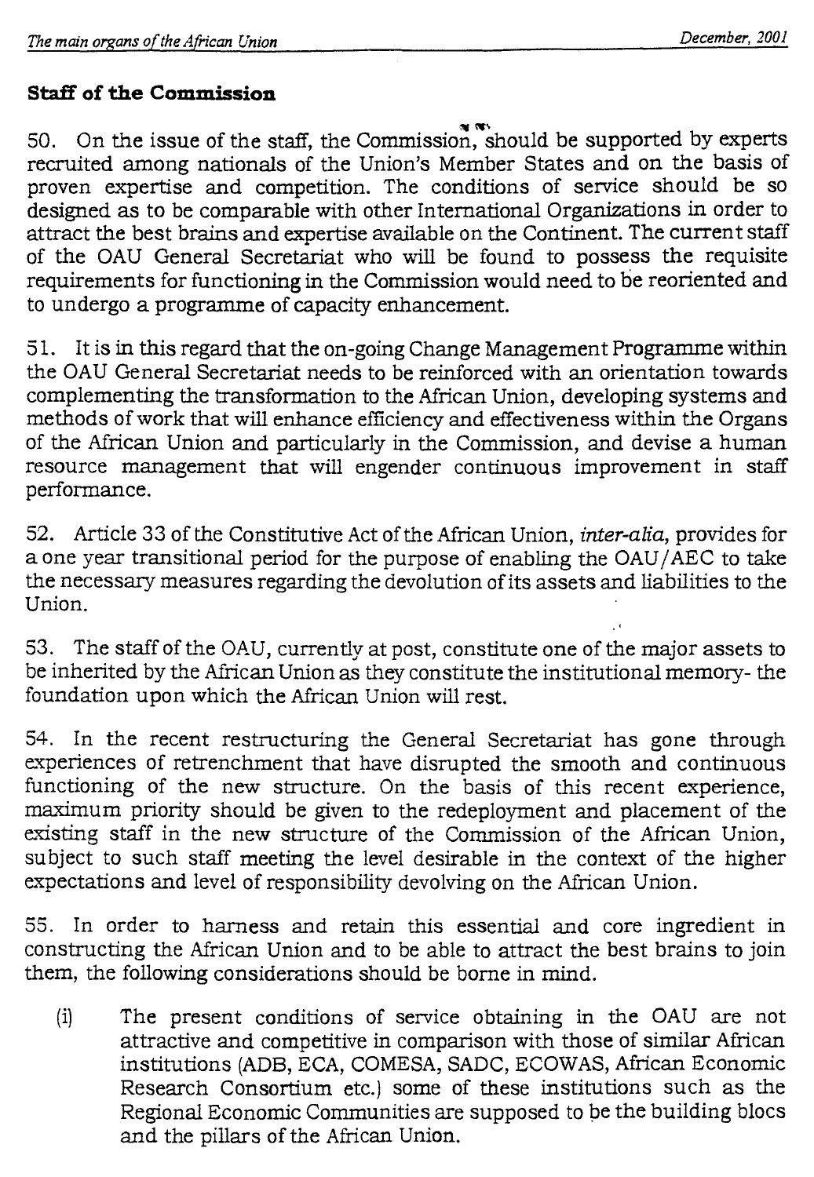## Staff of the Commission

50. On the issue of the staff, the Commission, should be supported by experts recruited among nationals of the Union's Member States and on the basis of proven expertise and competition. The conditions of service should be so designed as to be comparable with other International Organizations in order to attract the best brains and expertise available on the Continent. The current staff of the OAU General Secretariat who will be found to possess the requisite requirements for functioning in the Commission would need to be reoriented and to undergo a programme of capacity enhancement.

51. It is in this regard that the on-going Change Management Programme within the OAU General Secretariat needs to be reinforced with an orientation towards complementing the transformation to the African Union, developing systems and methods of work that will enhance efficiency and effectiveness within the Organs of the African Union and particularly in the Commission, and devise a human resource management that will engender continuous improvement in staff performance.

52. Article 33 of the Constitutive Act of the African Union, *inter-alia*, provides for a one year transitional period for the purpose of enabling the OAU/AEC to take the necessary measures regarding the devolution of its assets and liabilities to the Union.

53. The staff of the OAU, currently at post, constitute one of the major assets to be inherited by the African Union as they constitute the institutional memory- the foundation upon which the African Union will rest.

54. In the recent restructuring the General Secretariat has gone through experiences of retrenchment that have disrupted the smooth and continuous functioning of the new structure. On the basis of this recent experience, maximum priority should be given to the redeployment and placement of the existing staff in the new structure of the Commission of the African Union, subject to such staff meeting the level desirable in the context of the higher expectations and level of responsibility devolving on the African Union.

55. In order to harness and retain this essential and core ingredient in constructing the African Union and to be able to attract the best brains to join them, the following considerations should be borne in mind.

(i) The present conditions of service obtaining in the OAU are not attractive and competitive in comparison with those of similar African institutions (ADB, ECA, COMESA, SADC, ECOWAS, African Economic Research Consortium etc.) some of these institutions such as the Regional Economic Communities are supposed to be the building blocs and the pillars of the African Union.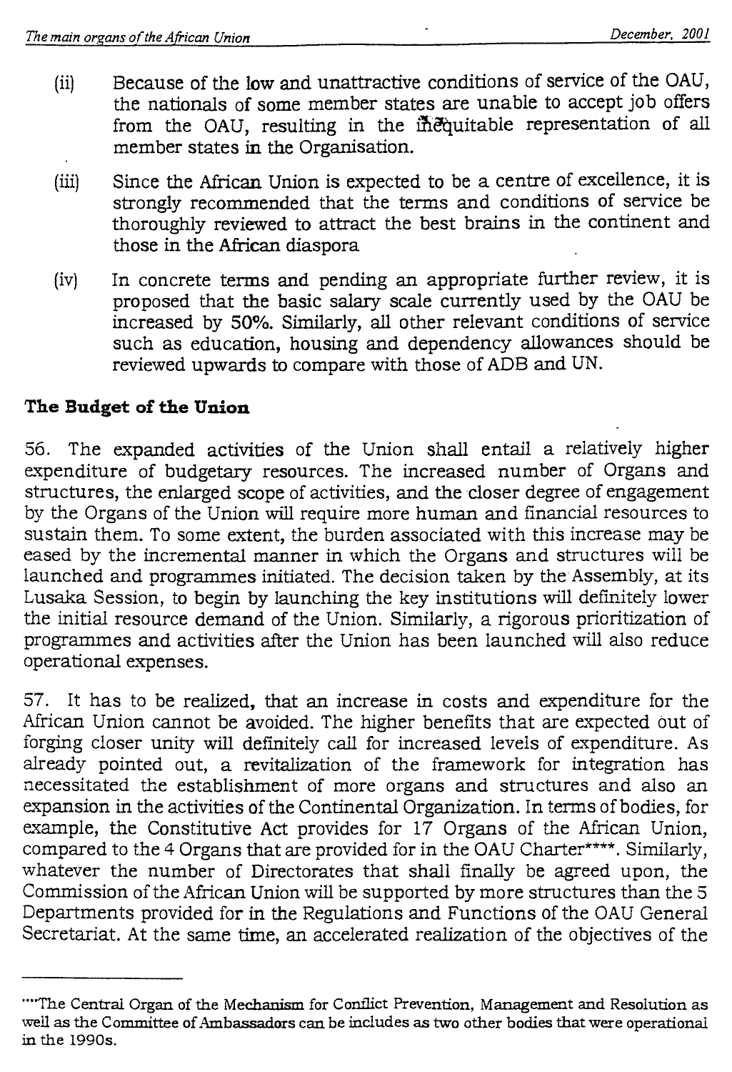(ii) Because of the low and unattractive conditions of service of the OAU, the nationals of some member states are unable to accept job offers from the OAU, resulting in the inequitable representation of all member states in the Organisation.

(iii) Since the African Union is expected to be a centre of excellence, it is strongly recommended that the terms and conditions of service be thoroughly reviewed to attract the best brains in the continent and those in the African diaspora

(iv) In concrete terms and pending an appropriate further review, it is proposed that the basic salary scale currently used by the OAU be increased by 50%. Similarly, all other relevant conditions of service such as education, housing and dependency allowances should be reviewed upwards to compare with those of ADB and UN.

**The Budget of the Union**

56. The expanded activities of the Union shall entail a relatively higher expenditure of budgetary resources. The increased number of Organs and structures, the enlarged scope of activities, and the closer degree of engagement by the Organs of the Union will require more human and financial resources to sustain them. To some extent, the burden associated with this increase may be eased by the incremental manner in which the Organs and structures will be launched and programmes initiated. The decision taken by the Assembly, at its Lusaka Session, to begin by launching the key institutions will definitely lower the initial resource demand of the Union. Similarly, a rigorous prioritization of programmes and activities after the Union has been launched will also reduce operational expenses.

57. It has to be realized, that an increase in costs and expenditure for the African Union cannot be avoided. The higher benefits that are expected out of forging closer unity will definitely call for increased levels of expenditure. As already pointed out, a revitalization of the framework for integration has necessitated the establishment of more organs and structures and also an expansion in the activities of the Continental Organization. In terms of bodies, for example, the Constitutive Act provides for 17 Organs of the African Union, compared to the 4 Organs that are provided for in the OAU Charter****. Similarly, whatever the number of Directorates that shall finally be agreed upon, the Commission of the African Union will be supported by more structures than the 5 Departments provided for in the Regulations and Functions of the OAU General Secretariat. At the same time, an accelerated realization of the objectives of the

---

****The Central Organ of the Mechanism for Conflict Prevention, Management and Resolution as well as the Committee of Ambassadors can be includes as two other bodies that were operational in the 1990s.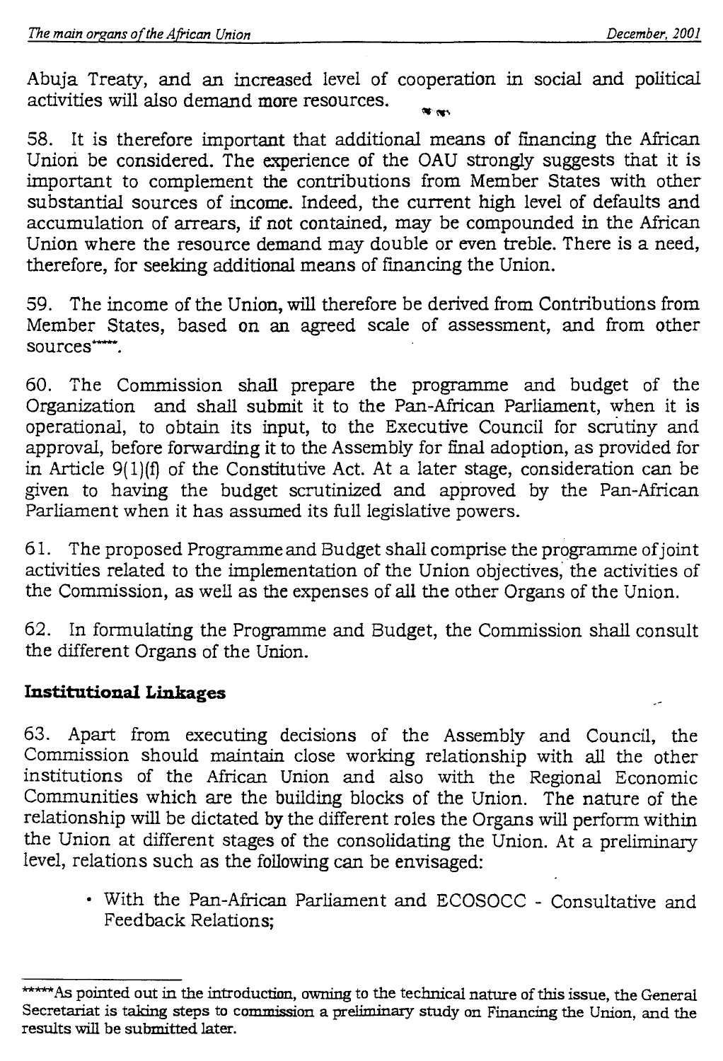Abuja Treaty, and an increased level of cooperation in social and political activities will also demand more resources.

58. It is therefore important that additional means of financing the African Union be considered. The experience of the OAU strongly suggests that it is important to complement the contributions from Member States with other substantial sources of income. Indeed, the current high level of defaults and accumulation of arrears, if not contained, may be compounded in the African Union where the resource demand may double or even treble. There is a need, therefore, for seeking additional means of financing the Union.

59. The income of the Union, will therefore be derived from Contributions from Member States, based on an agreed scale of assessment, and from other sources*****.

60. The Commission shall prepare the programme and budget of the Organization and shall submit it to the Pan-African Parliament, when it is operational, to obtain its input, to the Executive Council for scrutiny and approval, before forwarding it to the Assembly for final adoption, as provided for in Article 9(1)(f) of the Constitutive Act. At a later stage, consideration can be given to having the budget scrutinized and approved by the Pan-African Parliament when it has assumed its full legislative powers.

61. The proposed Programme and Budget shall comprise the programme of joint activities related to the implementation of the Union objectives, the activities of the Commission, as well as the expenses of all the other Organs of the Union.

62. In formulating the Programme and Budget, the Commission shall consult the different Organs of the Union.

**Institutional Linkages**

63. Apart from executing decisions of the Assembly and Council, the Commission should maintain close working relationship with all the other institutions of the African Union and also with the Regional Economic Communities which are the building blocks of the Union. The nature of the relationship will be dictated by the different roles the Organs will perform within the Union at different stages of the consolidating the Union. At a preliminary level, relations such as the following can be envisaged:

- With the Pan-African Parliament and ECOSOCC - Consultative and Feedback Relations;

---

*****As pointed out in the introduction, owning to the technical nature of this issue, the General Secretariat is taking steps to commission a preliminary study on Financing the Union, and the results will be submitted later.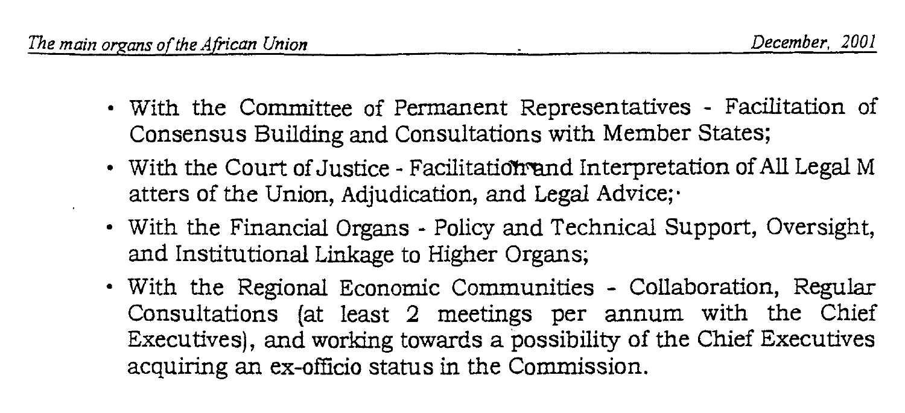- With the Committee of Permanent Representatives - Facilitation of Consensus Building and Consultations with Member States;
- With the Court of Justice - Facilitation and Interpretation of All Legal Matters of the Union, Adjudication, and Legal Advice;
- With the Financial Organs - Policy and Technical Support, Oversight, and Institutional Linkage to Higher Organs;
- With the Regional Economic Communities - Collaboration, Regular Consultations (at least 2 meetings per annum with the Chief Executives), and working towards a possibility of the Chief Executives acquiring an ex-officio status in the Commission.